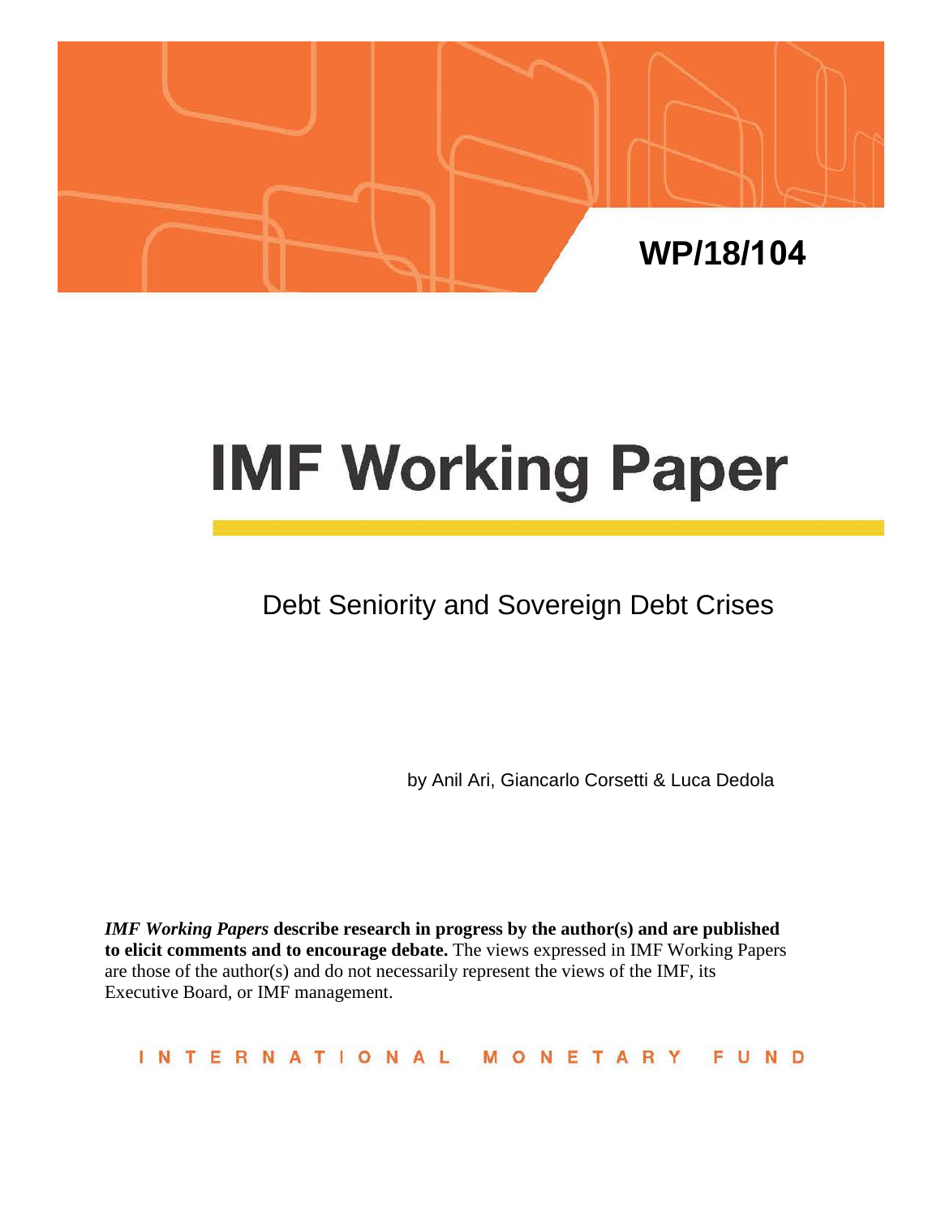WP/18/104

# IMF Working Paper

## Debt Seniority and Sovereign Debt Crises

by Anil Ari, Giancarlo Corsetti & Luca Dedola

***IMF Working Papers*** **describe research in progress by the author(s) and are published to elicit comments and to encourage debate.** The views expressed in IMF Working Papers are those of the author(s) and do not necessarily represent the views of the IMF, its Executive Board, or IMF management.

INTERNATIONAL MONETARY FUND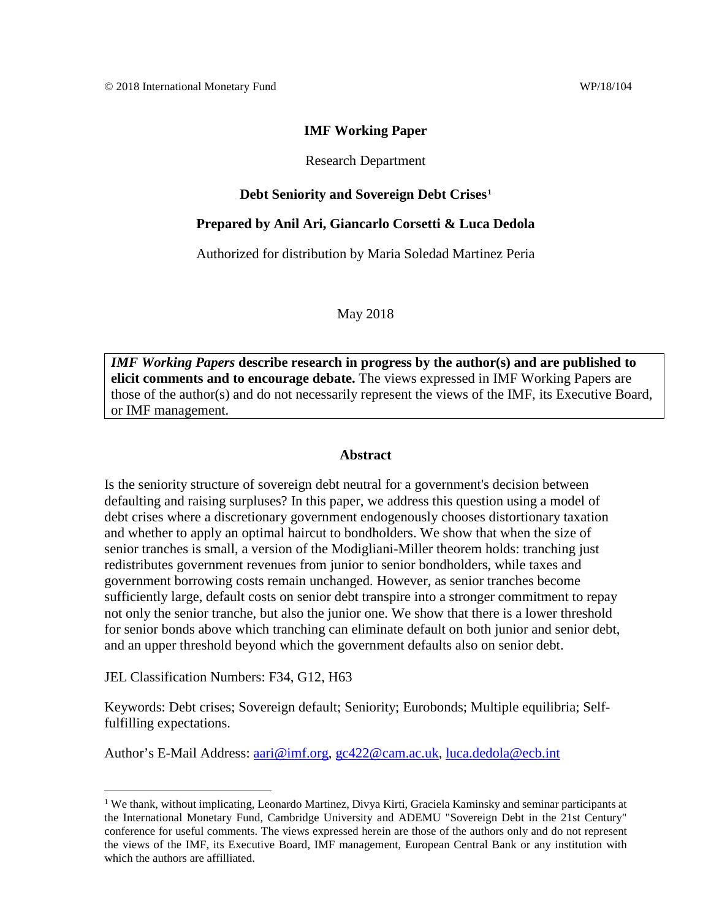© 2018 International Monetary Fund WP/18/104

**IMF Working Paper**

Research Department

**Debt Seniority and Sovereign Debt Crises**[1]

**Prepared by Anil Ari, Giancarlo Corsetti & Luca Dedola**

Authorized for distribution by Maria Soledad Martinez Peria

May 2018

***IMF Working Papers* describe research in progress by the author(s) and are published to elicit comments and to encourage debate.** The views expressed in IMF Working Papers are those of the author(s) and do not necessarily represent the views of the IMF, its Executive Board, or IMF management.

## Abstract

Is the seniority structure of sovereign debt neutral for a government's decision between defaulting and raising surpluses? In this paper, we address this question using a model of debt crises where a discretionary government endogenously chooses distortionary taxation and whether to apply an optimal haircut to bondholders. We show that when the size of senior tranches is small, a version of the Modigliani-Miller theorem holds: tranching just redistributes government revenues from junior to senior bondholders, while taxes and government borrowing costs remain unchanged. However, as senior tranches become sufficiently large, default costs on senior debt transpire into a stronger commitment to repay not only the senior tranche, but also the junior one. We show that there is a lower threshold for senior bonds above which tranching can eliminate default on both junior and senior debt, and an upper threshold beyond which the government defaults also on senior debt.

JEL Classification Numbers: F34, G12, H63

Keywords: Debt crises; Sovereign default; Seniority; Eurobonds; Multiple equilibria; Self-fulfilling expectations.

Author's E-Mail Address: aari@imf.org, gc422@cam.ac.uk, luca.dedola@ecb.int

---

[1] We thank, without implicating, Leonardo Martinez, Divya Kirti, Graciela Kaminsky and seminar participants at the International Monetary Fund, Cambridge University and ADEMU "Sovereign Debt in the 21st Century" conference for useful comments. The views expressed herein are those of the authors only and do not represent the views of the IMF, its Executive Board, IMF management, European Central Bank or any institution with which the authors are affilliated.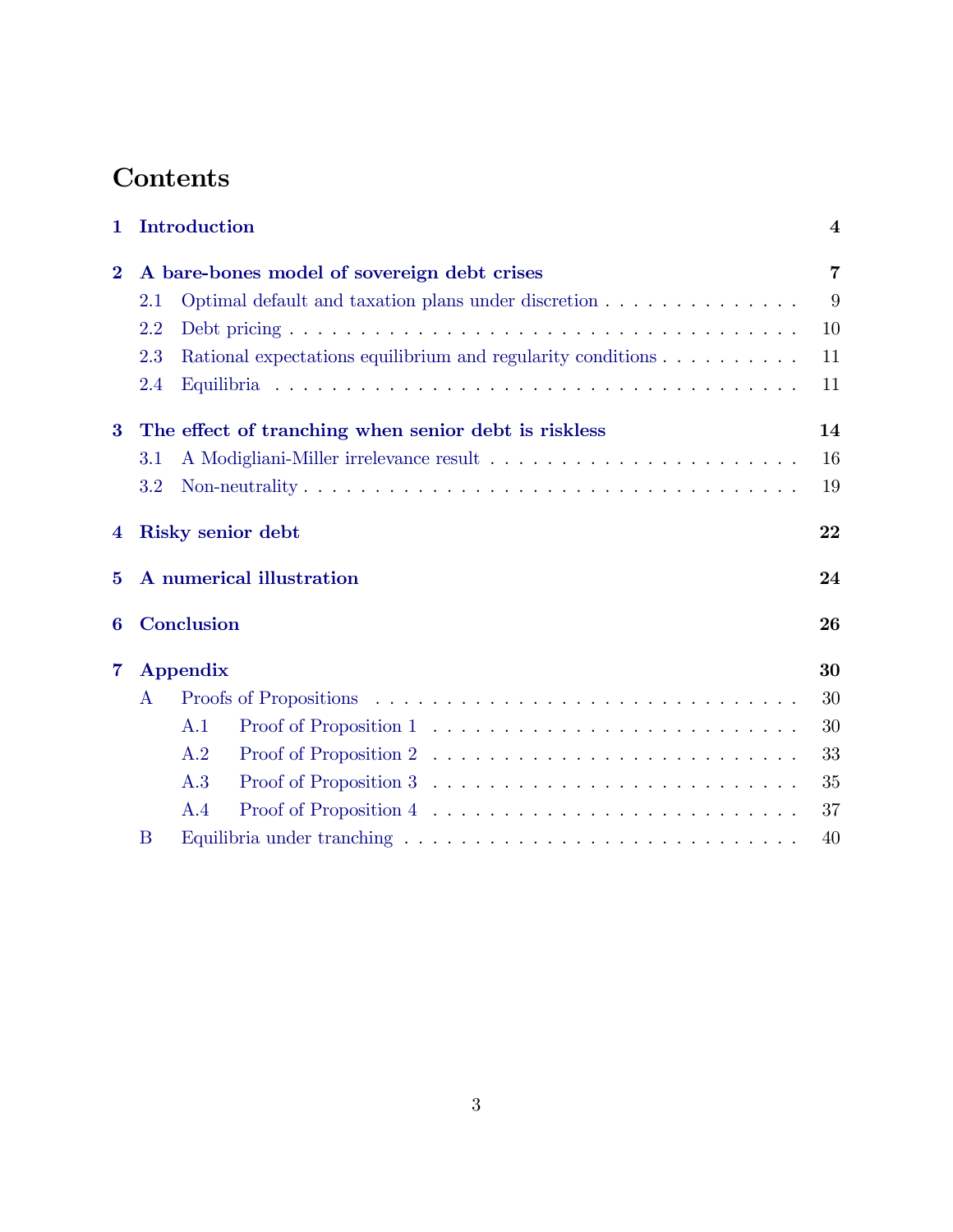# Contents

**1 Introduction** — 4

**2 A bare-bones model of sovereign debt crises** — 7
- 2.1 Optimal default and taxation plans under discretion — 9
- 2.2 Debt pricing — 10
- 2.3 Rational expectations equilibrium and regularity conditions — 11
- 2.4 Equilibria — 11

**3 The effect of tranching when senior debt is riskless** — 14
- 3.1 A Modigliani-Miller irrelevance result — 16
- 3.2 Non-neutrality — 19

**4 Risky senior debt** — 22

**5 A numerical illustration** — 24

**6 Conclusion** — 26

**7 Appendix** — 30
- A Proofs of Propositions — 30
  - A.1 Proof of Proposition 1 — 30
  - A.2 Proof of Proposition 2 — 33
  - A.3 Proof of Proposition 3 — 35
  - A.4 Proof of Proposition 4 — 37
- B Equilibria under tranching — 40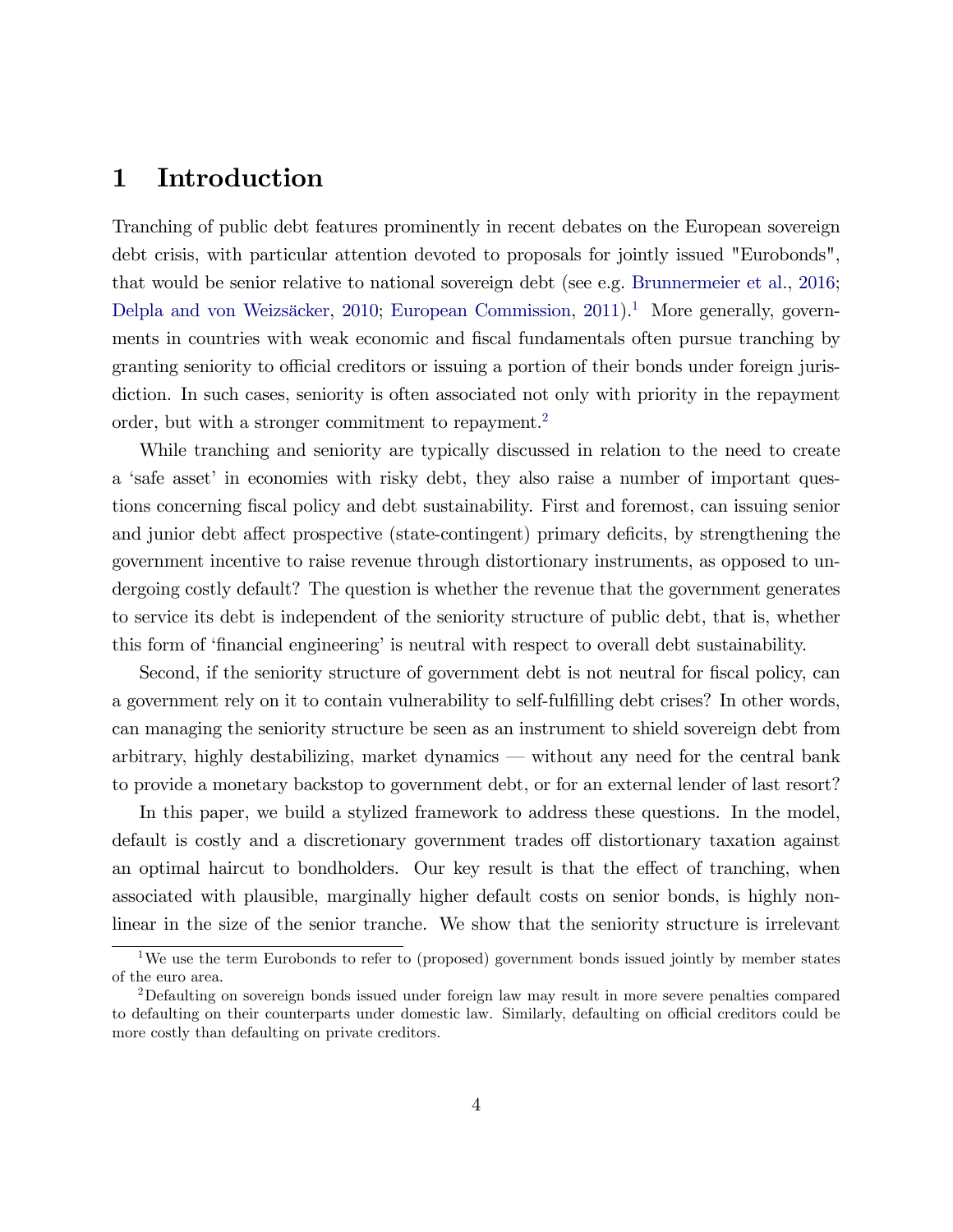# 1 Introduction

Tranching of public debt features prominently in recent debates on the European sovereign debt crisis, with particular attention devoted to proposals for jointly issued "Eurobonds", that would be senior relative to national sovereign debt (see e.g. Brunnermeier et al., 2016; Delpla and von Weizsäcker, 2010; European Commission, 2011).[1] More generally, governments in countries with weak economic and fiscal fundamentals often pursue tranching by granting seniority to official creditors or issuing a portion of their bonds under foreign jurisdiction. In such cases, seniority is often associated not only with priority in the repayment order, but with a stronger commitment to repayment.[2]

While tranching and seniority are typically discussed in relation to the need to create a 'safe asset' in economies with risky debt, they also raise a number of important questions concerning fiscal policy and debt sustainability. First and foremost, can issuing senior and junior debt affect prospective (state-contingent) primary deficits, by strengthening the government incentive to raise revenue through distortionary instruments, as opposed to undergoing costly default? The question is whether the revenue that the government generates to service its debt is independent of the seniority structure of public debt, that is, whether this form of 'financial engineering' is neutral with respect to overall debt sustainability.

Second, if the seniority structure of government debt is not neutral for fiscal policy, can a government rely on it to contain vulnerability to self-fulfilling debt crises? In other words, can managing the seniority structure be seen as an instrument to shield sovereign debt from arbitrary, highly destabilizing, market dynamics — without any need for the central bank to provide a monetary backstop to government debt, or for an external lender of last resort?

In this paper, we build a stylized framework to address these questions. In the model, default is costly and a discretionary government trades off distortionary taxation against an optimal haircut to bondholders. Our key result is that the effect of tranching, when associated with plausible, marginally higher default costs on senior bonds, is highly nonlinear in the size of the senior tranche. We show that the seniority structure is irrelevant

[1] We use the term Eurobonds to refer to (proposed) government bonds issued jointly by member states of the euro area.

[2] Defaulting on sovereign bonds issued under foreign law may result in more severe penalties compared to defaulting on their counterparts under domestic law. Similarly, defaulting on official creditors could be more costly than defaulting on private creditors.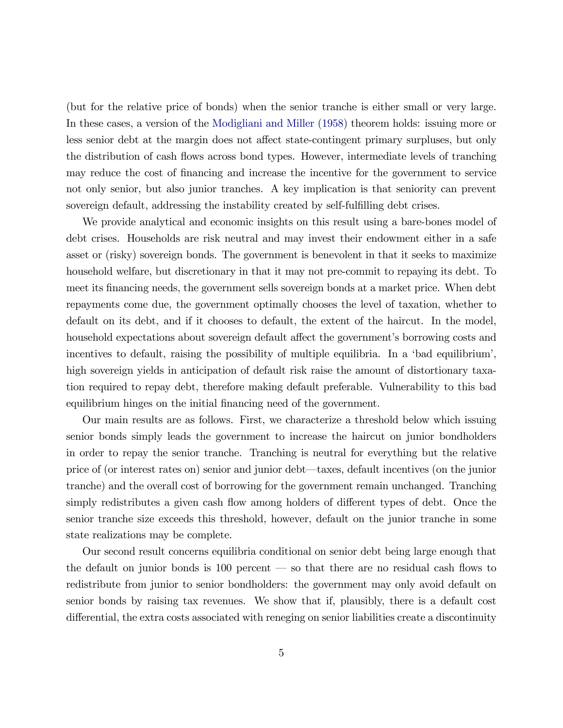(but for the relative price of bonds) when the senior tranche is either small or very large. In these cases, a version of the Modigliani and Miller (1958) theorem holds: issuing more or less senior debt at the margin does not affect state-contingent primary surpluses, but only the distribution of cash flows across bond types. However, intermediate levels of tranching may reduce the cost of financing and increase the incentive for the government to service not only senior, but also junior tranches. A key implication is that seniority can prevent sovereign default, addressing the instability created by self-fulfilling debt crises.

We provide analytical and economic insights on this result using a bare-bones model of debt crises. Households are risk neutral and may invest their endowment either in a safe asset or (risky) sovereign bonds. The government is benevolent in that it seeks to maximize household welfare, but discretionary in that it may not pre-commit to repaying its debt. To meet its financing needs, the government sells sovereign bonds at a market price. When debt repayments come due, the government optimally chooses the level of taxation, whether to default on its debt, and if it chooses to default, the extent of the haircut. In the model, household expectations about sovereign default affect the government's borrowing costs and incentives to default, raising the possibility of multiple equilibria. In a 'bad equilibrium', high sovereign yields in anticipation of default risk raise the amount of distortionary taxation required to repay debt, therefore making default preferable. Vulnerability to this bad equilibrium hinges on the initial financing need of the government.

Our main results are as follows. First, we characterize a threshold below which issuing senior bonds simply leads the government to increase the haircut on junior bondholders in order to repay the senior tranche. Tranching is neutral for everything but the relative price of (or interest rates on) senior and junior debt—taxes, default incentives (on the junior tranche) and the overall cost of borrowing for the government remain unchanged. Tranching simply redistributes a given cash flow among holders of different types of debt. Once the senior tranche size exceeds this threshold, however, default on the junior tranche in some state realizations may be complete.

Our second result concerns equilibria conditional on senior debt being large enough that the default on junior bonds is 100 percent — so that there are no residual cash flows to redistribute from junior to senior bondholders: the government may only avoid default on senior bonds by raising tax revenues. We show that if, plausibly, there is a default cost differential, the extra costs associated with reneging on senior liabilities create a discontinuity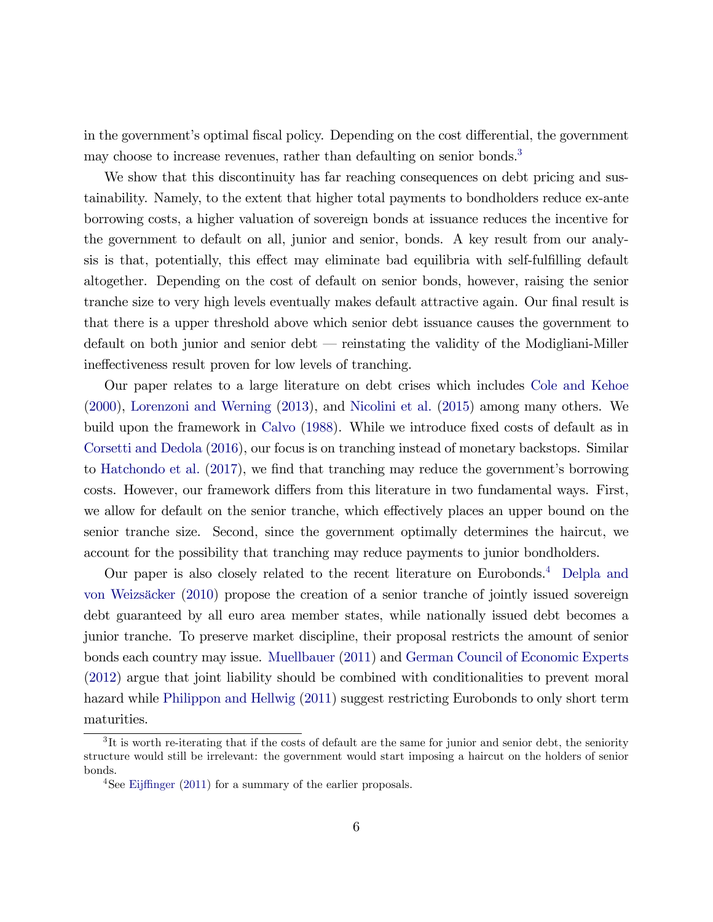in the government's optimal fiscal policy. Depending on the cost differential, the government may choose to increase revenues, rather than defaulting on senior bonds.[3]

We show that this discontinuity has far reaching consequences on debt pricing and sustainability. Namely, to the extent that higher total payments to bondholders reduce ex-ante borrowing costs, a higher valuation of sovereign bonds at issuance reduces the incentive for the government to default on all, junior and senior, bonds. A key result from our analysis is that, potentially, this effect may eliminate bad equilibria with self-fulfilling default altogether. Depending on the cost of default on senior bonds, however, raising the senior tranche size to very high levels eventually makes default attractive again. Our final result is that there is a upper threshold above which senior debt issuance causes the government to default on both junior and senior debt — reinstating the validity of the Modigliani-Miller ineffectiveness result proven for low levels of tranching.

Our paper relates to a large literature on debt crises which includes Cole and Kehoe (2000), Lorenzoni and Werning (2013), and Nicolini et al. (2015) among many others. We build upon the framework in Calvo (1988). While we introduce fixed costs of default as in Corsetti and Dedola (2016), our focus is on tranching instead of monetary backstops. Similar to Hatchondo et al. (2017), we find that tranching may reduce the government's borrowing costs. However, our framework differs from this literature in two fundamental ways. First, we allow for default on the senior tranche, which effectively places an upper bound on the senior tranche size. Second, since the government optimally determines the haircut, we account for the possibility that tranching may reduce payments to junior bondholders.

Our paper is also closely related to the recent literature on Eurobonds.[4] Delpla and von Weizsäcker (2010) propose the creation of a senior tranche of jointly issued sovereign debt guaranteed by all euro area member states, while nationally issued debt becomes a junior tranche. To preserve market discipline, their proposal restricts the amount of senior bonds each country may issue. Muellbauer (2011) and German Council of Economic Experts (2012) argue that joint liability should be combined with conditionalities to prevent moral hazard while Philippon and Hellwig (2011) suggest restricting Eurobonds to only short term maturities.

[3] It is worth re-iterating that if the costs of default are the same for junior and senior debt, the seniority structure would still be irrelevant: the government would start imposing a haircut on the holders of senior bonds.

[4] See Eijffinger (2011) for a summary of the earlier proposals.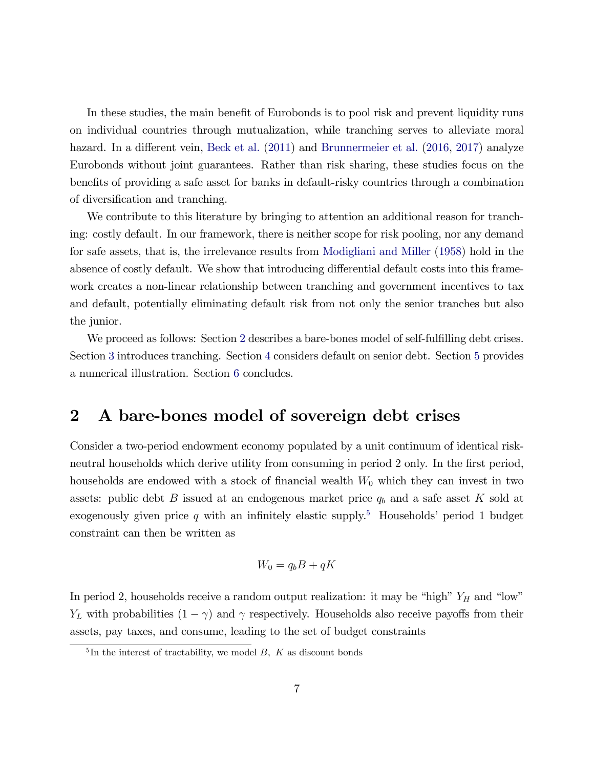In these studies, the main benefit of Eurobonds is to pool risk and prevent liquidity runs on individual countries through mutualization, while tranching serves to alleviate moral hazard. In a different vein, Beck et al. (2011) and Brunnermeier et al. (2016, 2017) analyze Eurobonds without joint guarantees. Rather than risk sharing, these studies focus on the benefits of providing a safe asset for banks in default-risky countries through a combination of diversification and tranching.

We contribute to this literature by bringing to attention an additional reason for tranching: costly default. In our framework, there is neither scope for risk pooling, nor any demand for safe assets, that is, the irrelevance results from Modigliani and Miller (1958) hold in the absence of costly default. We show that introducing differential default costs into this framework creates a non-linear relationship between tranching and government incentives to tax and default, potentially eliminating default risk from not only the senior tranches but also the junior.

We proceed as follows: Section 2 describes a bare-bones model of self-fulfilling debt crises. Section 3 introduces tranching. Section 4 considers default on senior debt. Section 5 provides a numerical illustration. Section 6 concludes.

## 2 A bare-bones model of sovereign debt crises

Consider a two-period endowment economy populated by a unit continuum of identical risk-neutral households which derive utility from consuming in period 2 only. In the first period, households are endowed with a stock of financial wealth $W_0$ which they can invest in two assets: public debt $B$ issued at an endogenous market price $q_b$ and a safe asset $K$ sold at exogenously given price $q$ with an infinitely elastic supply.[5] Households' period 1 budget constraint can then be written as

$$W_0 = q_b B + qK$$

In period 2, households receive a random output realization: it may be "high" $Y_H$ and "low" $Y_L$ with probabilities $(1 - \gamma)$ and $\gamma$ respectively. Households also receive payoffs from their assets, pay taxes, and consume, leading to the set of budget constraints

[5] In the interest of tractability, we model $B$, $K$ as discount bonds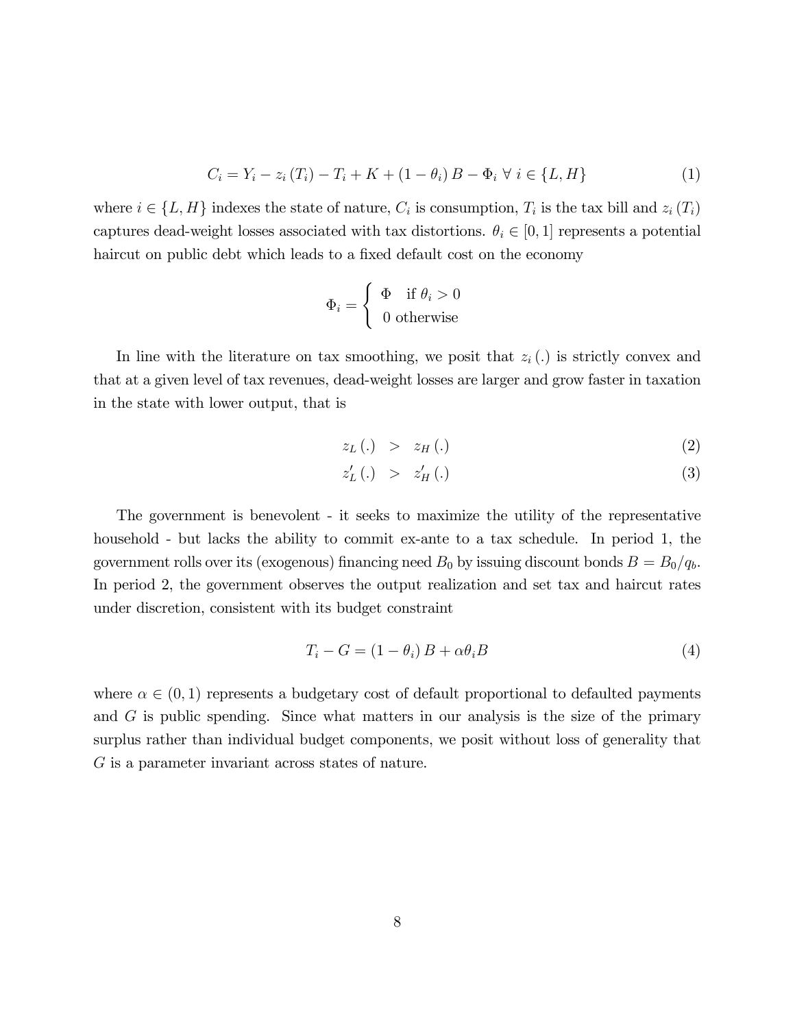$$C_i = Y_i - z_i(T_i) - T_i + K + (1 - \theta_i) B - \Phi_i \; \forall \; i \in \{L, H\} \tag{1}$$

where $i \in \{L, H\}$ indexes the state of nature, $C_i$ is consumption, $T_i$ is the tax bill and $z_i(T_i)$ captures dead-weight losses associated with tax distortions. $\theta_i \in [0, 1]$ represents a potential haircut on public debt which leads to a fixed default cost on the economy

$$\Phi_i = \begin{cases} \Phi & \text{if } \theta_i > 0 \\ 0 & \text{otherwise} \end{cases}$$

In line with the literature on tax smoothing, we posit that $z_i(.)$ is strictly convex and that at a given level of tax revenues, dead-weight losses are larger and grow faster in taxation in the state with lower output, that is

$$z_L(.) > z_H(.) \tag{2}$$

$$z'_L(.) > z'_H(.) \tag{3}$$

The government is benevolent - it seeks to maximize the utility of the representative household - but lacks the ability to commit ex-ante to a tax schedule. In period 1, the government rolls over its (exogenous) financing need $B_0$ by issuing discount bonds $B = B_0/q_b$. In period 2, the government observes the output realization and set tax and haircut rates under discretion, consistent with its budget constraint

$$T_i - G = (1 - \theta_i) B + \alpha \theta_i B \tag{4}$$

where $\alpha \in (0, 1)$ represents a budgetary cost of default proportional to defaulted payments and $G$ is public spending. Since what matters in our analysis is the size of the primary surplus rather than individual budget components, we posit without loss of generality that $G$ is a parameter invariant across states of nature.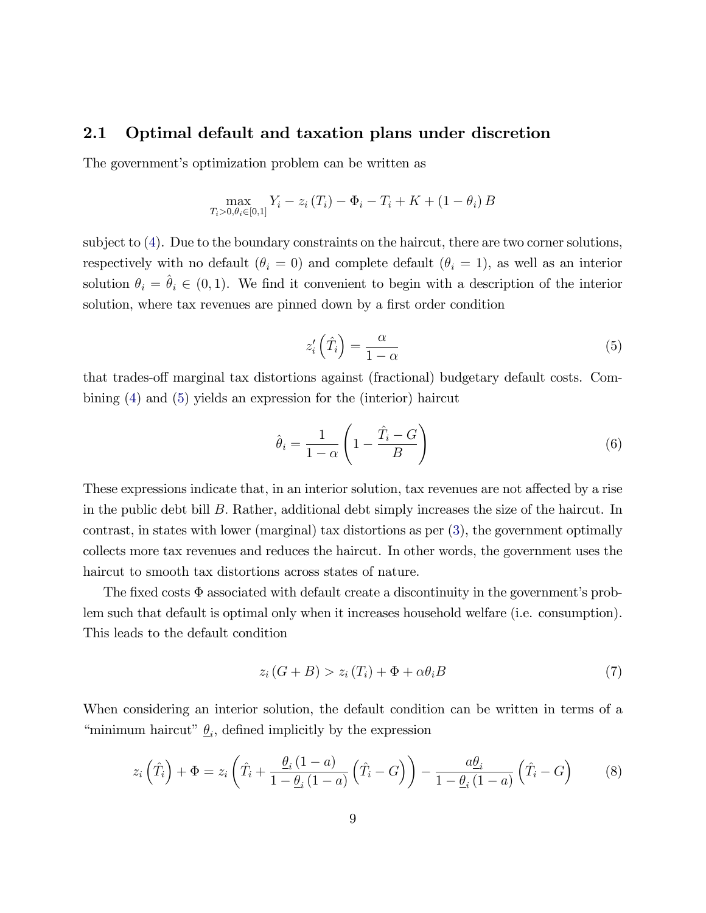## 2.1 Optimal default and taxation plans under discretion

The government's optimization problem can be written as

$$\max_{T_i>0,\theta_i\in[0,1]} Y_i - z_i\left(T_i\right) - \Phi_i - T_i + K + \left(1-\theta_i\right)B$$

subject to (4). Due to the boundary constraints on the haircut, there are two corner solutions, respectively with no default ($\theta_i = 0$) and complete default ($\theta_i = 1$), as well as an interior solution $\theta_i = \hat{\theta}_i \in (0,1)$. We find it convenient to begin with a description of the interior solution, where tax revenues are pinned down by a first order condition

$$z_i'\left(\hat{T}_i\right) = \frac{\alpha}{1-\alpha} \tag{5}$$

that trades-off marginal tax distortions against (fractional) budgetary default costs. Combining (4) and (5) yields an expression for the (interior) haircut

$$\hat{\theta}_i = \frac{1}{1-\alpha}\left(1 - \frac{\hat{T}_i - G}{B}\right) \tag{6}$$

These expressions indicate that, in an interior solution, tax revenues are not affected by a rise in the public debt bill $B$. Rather, additional debt simply increases the size of the haircut. In contrast, in states with lower (marginal) tax distortions as per (3), the government optimally collects more tax revenues and reduces the haircut. In other words, the government uses the haircut to smooth tax distortions across states of nature.

The fixed costs $\Phi$ associated with default create a discontinuity in the government's problem such that default is optimal only when it increases household welfare (i.e. consumption). This leads to the default condition

$$z_i\left(G+B\right) > z_i\left(T_i\right) + \Phi + \alpha\theta_i B \tag{7}$$

When considering an interior solution, the default condition can be written in terms of a "minimum haircut" $\underline{\theta}_i$, defined implicitly by the expression

$$z_i\left(\hat{T}_i\right) + \Phi = z_i\left(\hat{T}_i + \frac{\underline{\theta}_i\left(1-a\right)}{1-\underline{\theta}_i\left(1-a\right)}\left(\hat{T}_i - G\right)\right) - \frac{a\underline{\theta}_i}{1-\underline{\theta}_i\left(1-a\right)}\left(\hat{T}_i - G\right) \tag{8}$$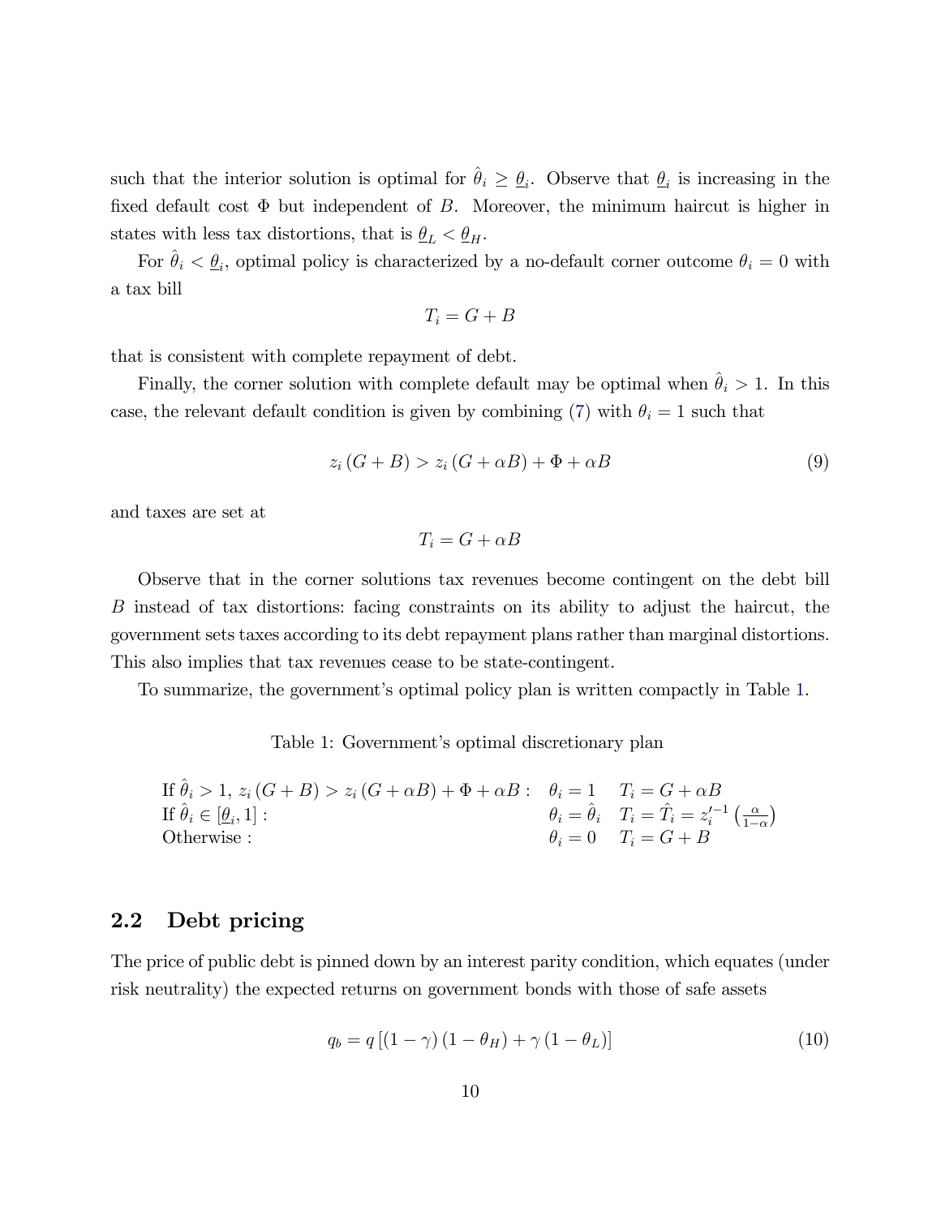such that the interior solution is optimal for $\hat{\theta}_i \geq \underline{\theta}_i$. Observe that $\underline{\theta}_i$ is increasing in the fixed default cost $\Phi$ but independent of $B$. Moreover, the minimum haircut is higher in states with less tax distortions, that is $\underline{\theta}_L < \underline{\theta}_H$.

For $\hat{\theta}_i < \underline{\theta}_i$, optimal policy is characterized by a no-default corner outcome $\theta_i = 0$ with a tax bill

$$T_i = G + B$$

that is consistent with complete repayment of debt.

Finally, the corner solution with complete default may be optimal when $\hat{\theta}_i > 1$. In this case, the relevant default condition is given by combining (7) with $\theta_i = 1$ such that

$$z_i (G + B) > z_i (G + \alpha B) + \Phi + \alpha B \tag{9}$$

and taxes are set at

$$T_i = G + \alpha B$$

Observe that in the corner solutions tax revenues become contingent on the debt bill $B$ instead of tax distortions: facing constraints on its ability to adjust the haircut, the government sets taxes according to its debt repayment plans rather than marginal distortions. This also implies that tax revenues cease to be state-contingent.

To summarize, the government's optimal policy plan is written compactly in Table 1.

Table 1: Government's optimal discretionary plan

| Condition | $\theta_i$ | $T_i$ |
|---|---|---|
| If $\hat{\theta}_i > 1$, $z_i (G + B) > z_i (G + \alpha B) + \Phi + \alpha B$ : | $\theta_i = 1$ | $T_i = G + \alpha B$ |
| If $\hat{\theta}_i \in [\underline{\theta}_i, 1]$ : | $\theta_i = \hat{\theta}_i$ | $T_i = \hat{T}_i = z_i'^{-1}\left(\frac{\alpha}{1-\alpha}\right)$ |
| Otherwise : | $\theta_i = 0$ | $T_i = G + B$ |

## 2.2 Debt pricing

The price of public debt is pinned down by an interest parity condition, which equates (under risk neutrality) the expected returns on government bonds with those of safe assets

$$q_b = q \left[ (1 - \gamma) (1 - \theta_H) + \gamma (1 - \theta_L) \right] \tag{10}$$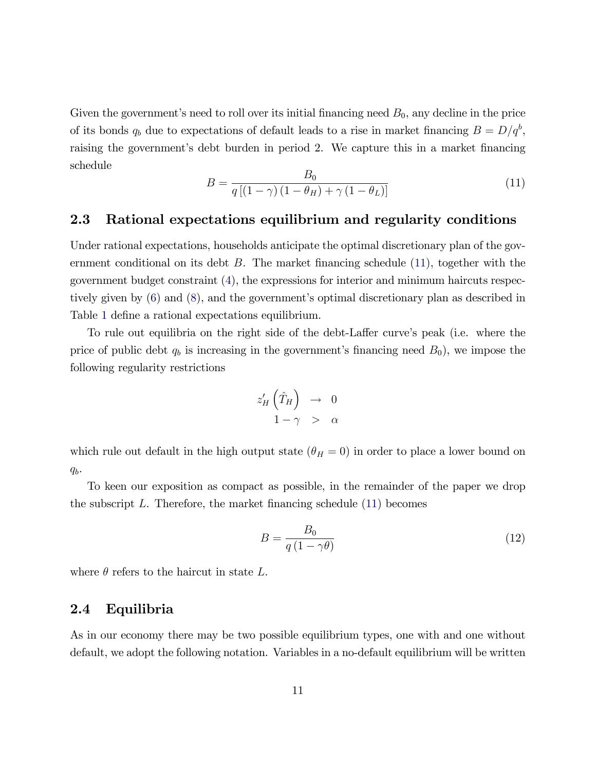Given the government's need to roll over its initial financing need $B_0$, any decline in the price of its bonds $q_b$ due to expectations of default leads to a rise in market financing $B = D/q^b$, raising the government's debt burden in period 2. We capture this in a market financing schedule

$$B = \frac{B_0}{q\left[(1-\gamma)(1-\theta_H) + \gamma(1-\theta_L)\right]} \tag{11}$$

## 2.3 Rational expectations equilibrium and regularity conditions

Under rational expectations, households anticipate the optimal discretionary plan of the government conditional on its debt $B$. The market financing schedule (11), together with the government budget constraint (4), the expressions for interior and minimum haircuts respectively given by (6) and (8), and the government's optimal discretionary plan as described in Table 1 define a rational expectations equilibrium.

To rule out equilibria on the right side of the debt-Laffer curve's peak (i.e. where the price of public debt $q_b$ is increasing in the government's financing need $B_0$), we impose the following regularity restrictions

$$\begin{aligned} z'_H\left(\hat{T}_H\right) &\rightarrow 0 \\ 1-\gamma &> \alpha \end{aligned}$$

which rule out default in the high output state ($\theta_H = 0$) in order to place a lower bound on $q_b$.

To keen our exposition as compact as possible, in the remainder of the paper we drop the subscript $L$. Therefore, the market financing schedule (11) becomes

$$B = \frac{B_0}{q(1-\gamma\theta)} \tag{12}$$

where $\theta$ refers to the haircut in state $L$.

## 2.4 Equilibria

As in our economy there may be two possible equilibrium types, one with and one without default, we adopt the following notation. Variables in a no-default equilibrium will be written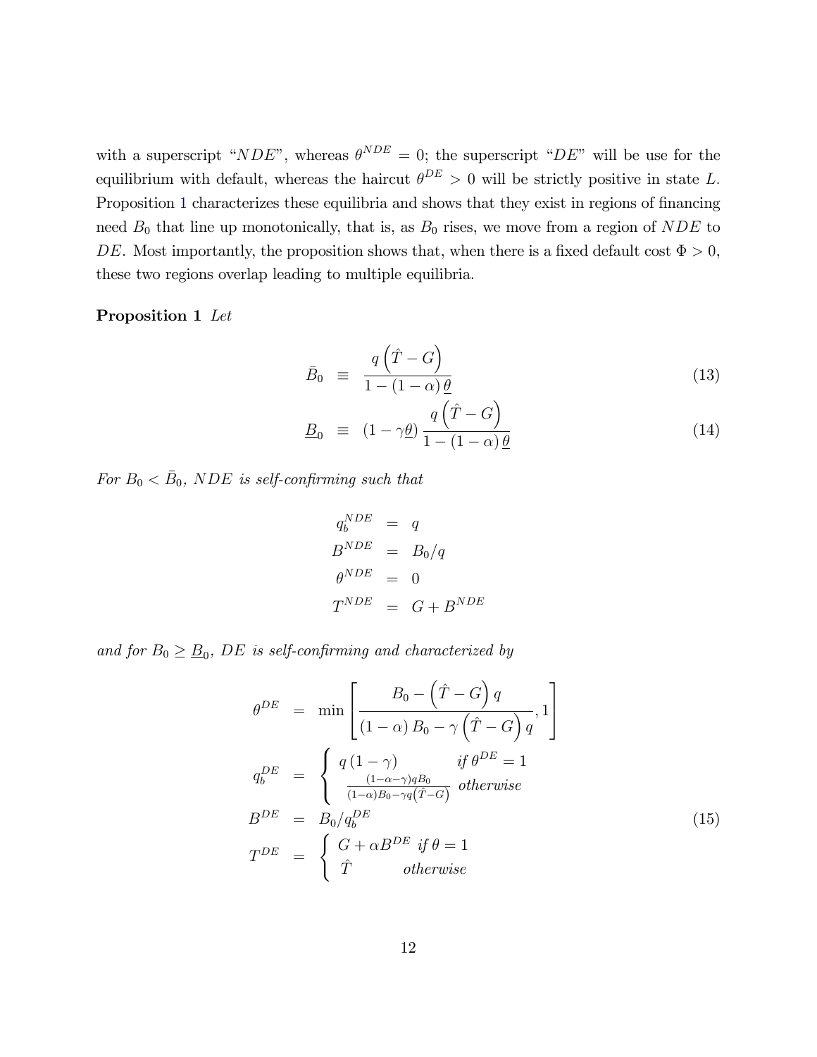with a superscript "$NDE$", whereas $\theta^{NDE} = 0$; the superscript "$DE$" will be use for the equilibrium with default, whereas the haircut $\theta^{DE} > 0$ will be strictly positive in state $L$. Proposition 1 characterizes these equilibria and shows that they exist in regions of financing need $B_0$ that line up monotonically, that is, as $B_0$ rises, we move from a region of $NDE$ to $DE$. Most importantly, the proposition shows that, when there is a fixed default cost $\Phi > 0$, these two regions overlap leading to multiple equilibria.

**Proposition 1** *Let*

$$\bar{B}_0 \equiv \frac{q\left(\hat{T} - G\right)}{1 - (1 - \alpha)\underline{\theta}} \tag{13}$$

$$\underline{B}_0 \equiv (1 - \gamma\underline{\theta}) \frac{q\left(\hat{T} - G\right)}{1 - (1 - \alpha)\underline{\theta}} \tag{14}$$

*For $B_0 < \bar{B}_0$, $NDE$ is self-confirming such that*

$$\begin{aligned} q_b^{NDE} &= q \\ B^{NDE} &= B_0/q \\ \theta^{NDE} &= 0 \\ T^{NDE} &= G + B^{NDE} \end{aligned}$$

*and for $B_0 \geq \underline{B}_0$, $DE$ is self-confirming and characterized by*

$$\begin{aligned} \theta^{DE} &= \min\left[\frac{B_0 - \left(\hat{T} - G\right)q}{(1 - \alpha)B_0 - \gamma\left(\hat{T} - G\right)q}, 1\right] \\ q_b^{DE} &= \begin{cases} q(1 - \gamma) & \text{if } \theta^{DE} = 1 \\ \frac{(1 - \alpha - \gamma)qB_0}{(1 - \alpha)B_0 - \gamma q\left(\hat{T} - G\right)} & \text{otherwise} \end{cases} \\ B^{DE} &= B_0/q_b^{DE} \\ T^{DE} &= \begin{cases} G + \alpha B^{DE} & \text{if } \theta = 1 \\ \hat{T} & \text{otherwise} \end{cases} \end{aligned} \tag{15}$$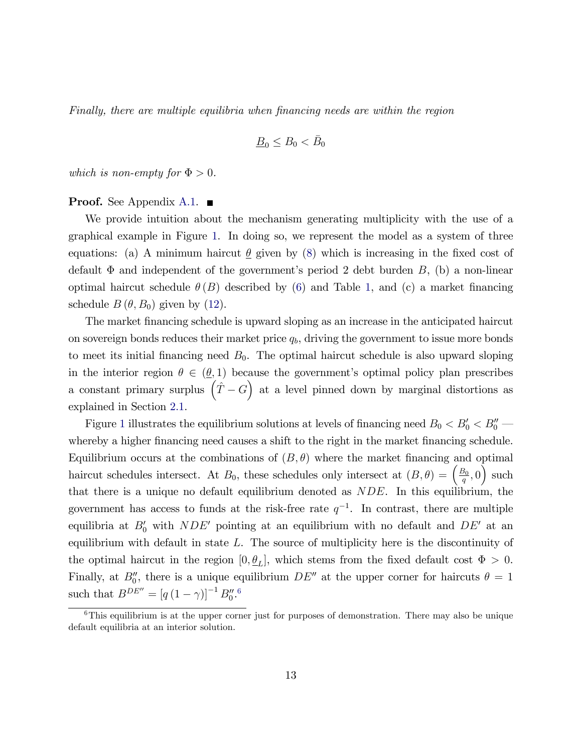*Finally, there are multiple equilibria when financing needs are within the region*

$$\underline{B}_0 \leq B_0 < \bar{B}_0$$

*which is non-empty for $\Phi > 0$.*

**Proof.** See Appendix A.1. ■

We provide intuition about the mechanism generating multiplicity with the use of a graphical example in Figure 1. In doing so, we represent the model as a system of three equations: (a) A minimum haircut $\underline{\theta}$ given by (8) which is increasing in the fixed cost of default $\Phi$ and independent of the government's period 2 debt burden $B$, (b) a non-linear optimal haircut schedule $\theta(B)$ described by (6) and Table 1, and (c) a market financing schedule $B(\theta, B_0)$ given by (12).

The market financing schedule is upward sloping as an increase in the anticipated haircut on sovereign bonds reduces their market price $q_b$, driving the government to issue more bonds to meet its initial financing need $B_0$. The optimal haircut schedule is also upward sloping in the interior region $\theta \in (\underline{\theta}, 1)$ because the government's optimal policy plan prescribes a constant primary surplus $\left(\hat{T} - G\right)$ at a level pinned down by marginal distortions as explained in Section 2.1.

Figure 1 illustrates the equilibrium solutions at levels of financing need $B_0 < B_0' < B_0''$ — whereby a higher financing need causes a shift to the right in the market financing schedule. Equilibrium occurs at the combinations of $(B, \theta)$ where the market financing and optimal haircut schedules intersect. At $B_0$, these schedules only intersect at $(B, \theta) = \left(\frac{B_0}{q}, 0\right)$ such that there is a unique no default equilibrium denoted as $NDE$. In this equilibrium, the government has access to funds at the risk-free rate $q^{-1}$. In contrast, there are multiple equilibria at $B_0'$ with $NDE'$ pointing at an equilibrium with no default and $DE'$ at an equilibrium with default in state $L$. The source of multiplicity here is the discontinuity of the optimal haircut in the region $[0, \underline{\theta}_L]$, which stems from the fixed default cost $\Phi > 0$. Finally, at $B_0''$, there is a unique equilibrium $DE''$ at the upper corner for haircuts $\theta = 1$ such that $B^{DE''} = [q(1-\gamma)]^{-1} B_0''$.[6]

[6] This equilibrium is at the upper corner just for purposes of demonstration. There may also be unique default equilibria at an interior solution.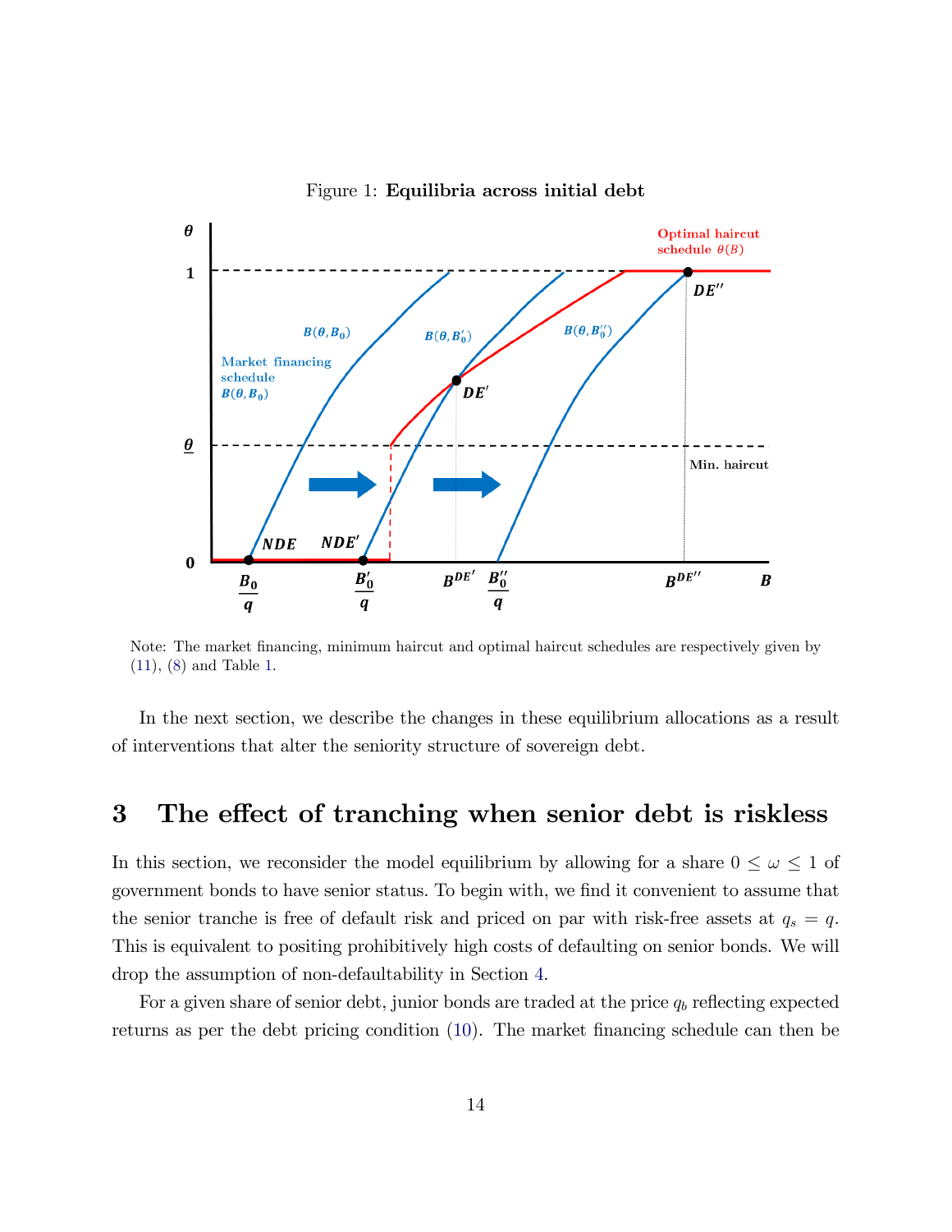Figure 1: **Equilibria across initial debt**

Note: The market financing, minimum haircut and optimal haircut schedules are respectively given by (11), (8) and Table 1.

In the next section, we describe the changes in these equilibrium allocations as a result of interventions that alter the seniority structure of sovereign debt.

# 3 The effect of tranching when senior debt is riskless

In this section, we reconsider the model equilibrium by allowing for a share $0 \leq \omega \leq 1$ of government bonds to have senior status. To begin with, we find it convenient to assume that the senior tranche is free of default risk and priced on par with risk-free assets at $q_s = q$. This is equivalent to positing prohibitively high costs of defaulting on senior bonds. We will drop the assumption of non-defaultability in Section 4.

For a given share of senior debt, junior bonds are traded at the price $q_b$ reflecting expected returns as per the debt pricing condition (10). The market financing schedule can then be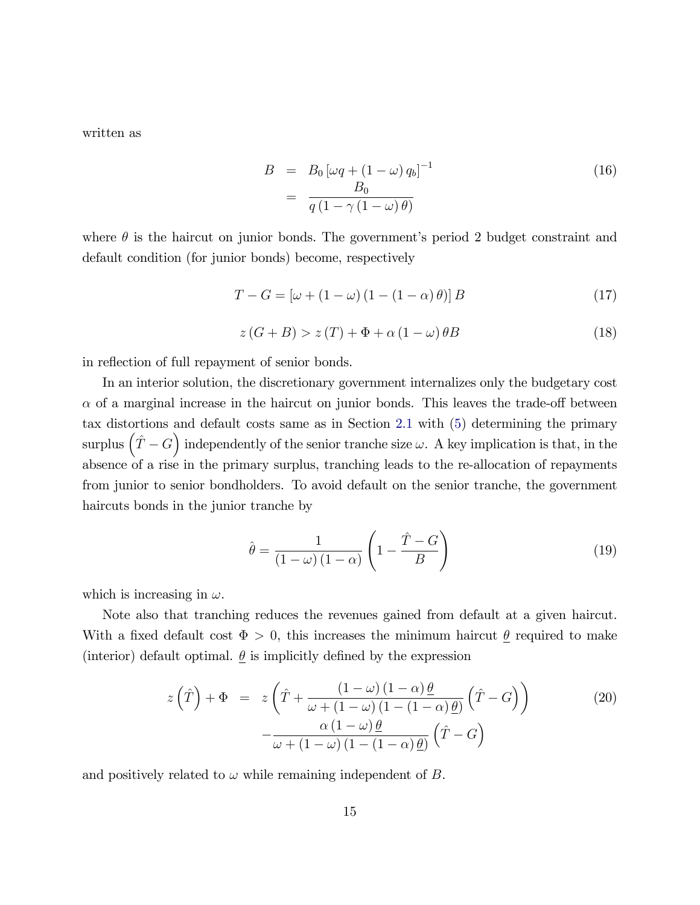written as

$$
\begin{aligned}
B &= B_0 \left[\omega q + (1-\omega) q_b\right]^{-1} \\
&= \frac{B_0}{q\left(1-\gamma(1-\omega)\theta\right)}
\end{aligned}
\tag{16}
$$

where $\theta$ is the haircut on junior bonds. The government's period 2 budget constraint and default condition (for junior bonds) become, respectively

$$
T - G = \left[\omega + (1-\omega)\left(1-(1-\alpha)\theta\right)\right] B \tag{17}
$$

$$
z(G+B) > z(T) + \Phi + \alpha(1-\omega)\theta B \tag{18}
$$

in reflection of full repayment of senior bonds.

In an interior solution, the discretionary government internalizes only the budgetary cost $\alpha$ of a marginal increase in the haircut on junior bonds. This leaves the trade-off between tax distortions and default costs same as in Section 2.1 with (5) determining the primary surplus $\left(\hat{T} - G\right)$ independently of the senior tranche size $\omega$. A key implication is that, in the absence of a rise in the primary surplus, tranching leads to the re-allocation of repayments from junior to senior bondholders. To avoid default on the senior tranche, the government haircuts bonds in the junior tranche by

$$
\hat{\theta} = \frac{1}{(1-\omega)(1-\alpha)}\left(1 - \frac{\hat{T} - G}{B}\right) \tag{19}
$$

which is increasing in $\omega$.

Note also that tranching reduces the revenues gained from default at a given haircut. With a fixed default cost $\Phi > 0$, this increases the minimum haircut $\underline{\theta}$ required to make (interior) default optimal. $\underline{\theta}$ is implicitly defined by the expression

$$
\begin{aligned}
z\left(\hat{T}\right) + \Phi &= z\left(\hat{T} + \frac{(1-\omega)(1-\alpha)\underline{\theta}}{\omega + (1-\omega)\left(1-(1-\alpha)\underline{\theta}\right)}\left(\hat{T} - G\right)\right) \\
&\quad - \frac{\alpha(1-\omega)\underline{\theta}}{\omega + (1-\omega)\left(1-(1-\alpha)\underline{\theta}\right)}\left(\hat{T} - G\right)
\end{aligned}
\tag{20}
$$

and positively related to $\omega$ while remaining independent of $B$.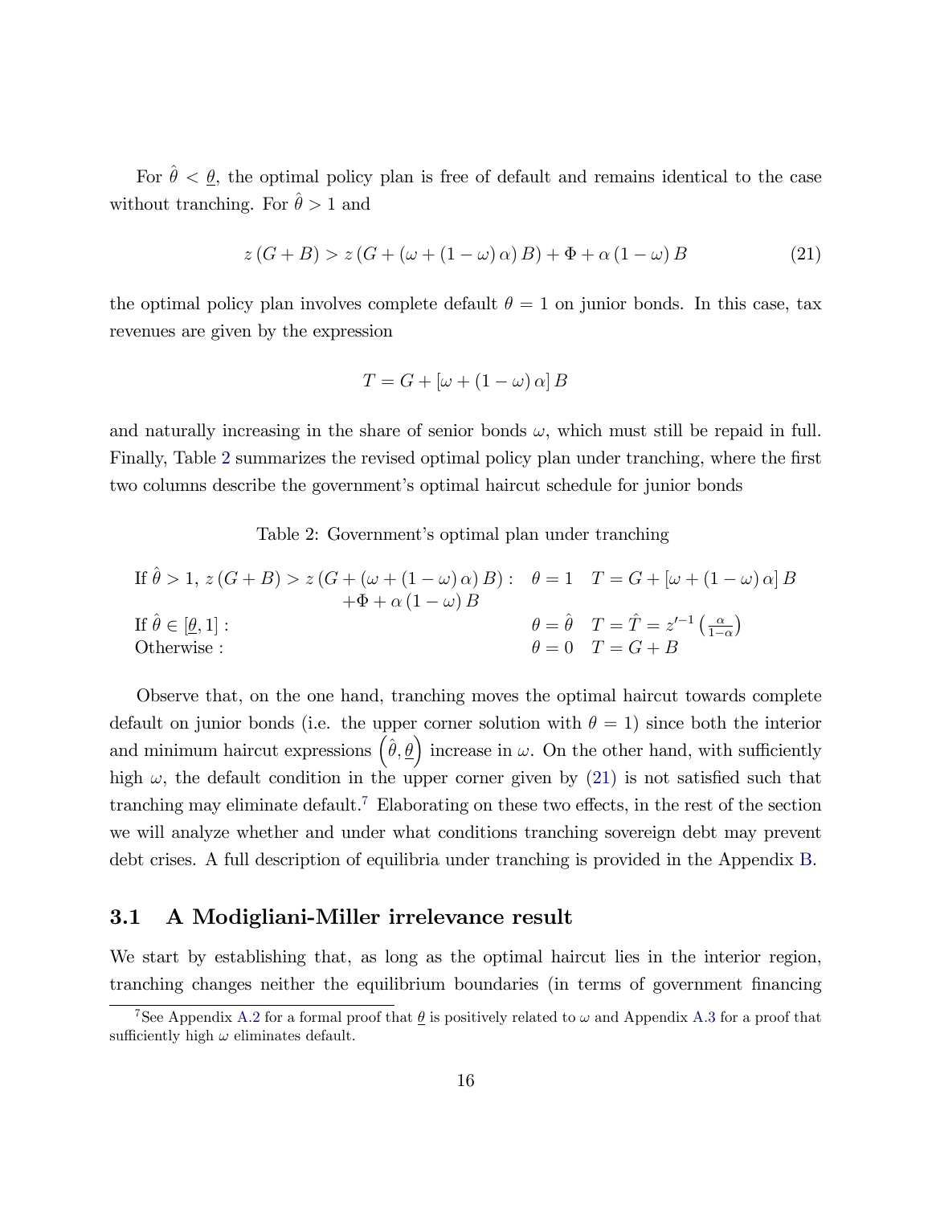For $\hat{\theta} < \underline{\theta}$, the optimal policy plan is free of default and remains identical to the case without tranching. For $\hat{\theta} > 1$ and

$$z(G+B) > z(G + (\omega + (1-\omega)\alpha) B) + \Phi + \alpha(1-\omega) B \tag{21}$$

the optimal policy plan involves complete default $\theta = 1$ on junior bonds. In this case, tax revenues are given by the expression

$$T = G + [\omega + (1-\omega)\alpha] B$$

and naturally increasing in the share of senior bonds $\omega$, which must still be repaid in full. Finally, Table 2 summarizes the revised optimal policy plan under tranching, where the first two columns describe the government's optimal haircut schedule for junior bonds

Table 2: Government's optimal plan under tranching

| | | |
|---|---|---|
| If $\hat{\theta} > 1$, $z(G+B) > z(G + (\omega + (1-\omega)\alpha) B) + \Phi + \alpha(1-\omega) B$ : | $\theta = 1$ | $T = G + [\omega + (1-\omega)\alpha] B$ |
| If $\hat{\theta} \in [\underline{\theta}, 1]$ : | $\theta = \hat{\theta}$ | $T = \hat{T} = z'^{-1}\left(\frac{\alpha}{1-\alpha}\right)$ |
| Otherwise : | $\theta = 0$ | $T = G + B$ |

Observe that, on the one hand, tranching moves the optimal haircut towards complete default on junior bonds (i.e. the upper corner solution with $\theta = 1$) since both the interior and minimum haircut expressions $\left(\hat{\theta}, \underline{\theta}\right)$ increase in $\omega$. On the other hand, with sufficiently high $\omega$, the default condition in the upper corner given by (21) is not satisfied such that tranching may eliminate default.[7] Elaborating on these two effects, in the rest of the section we will analyze whether and under what conditions tranching sovereign debt may prevent debt crises. A full description of equilibria under tranching is provided in the Appendix B.

## 3.1 A Modigliani-Miller irrelevance result

We start by establishing that, as long as the optimal haircut lies in the interior region, tranching changes neither the equilibrium boundaries (in terms of government financing

[7] See Appendix A.2 for a formal proof that $\underline{\theta}$ is positively related to $\omega$ and Appendix A.3 for a proof that sufficiently high $\omega$ eliminates default.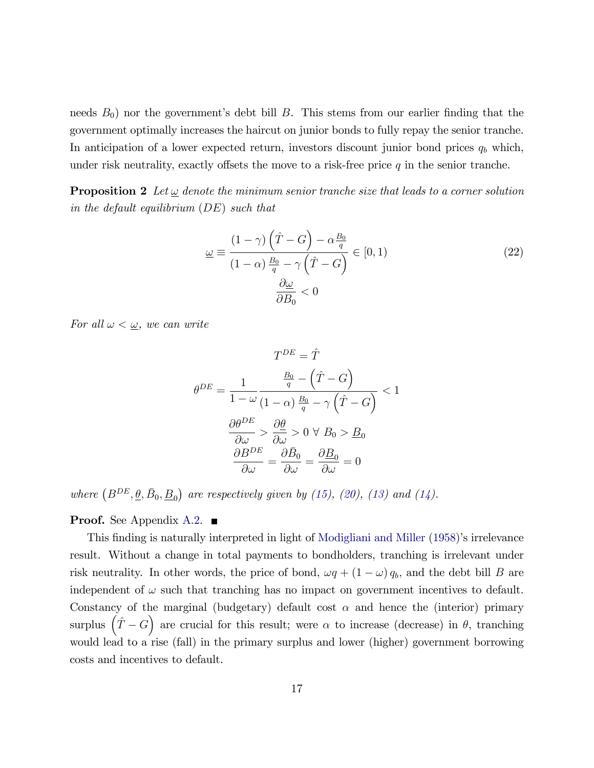needs $B_0$) nor the government's debt bill $B$. This stems from our earlier finding that the government optimally increases the haircut on junior bonds to fully repay the senior tranche. In anticipation of a lower expected return, investors discount junior bond prices $q_b$ which, under risk neutrality, exactly offsets the move to a risk-free price $q$ in the senior tranche.

**Proposition 2** *Let $\underline{\omega}$ denote the minimum senior tranche size that leads to a corner solution in the default equilibrium $(DE)$ such that*

$$\underline{\omega} \equiv \frac{(1-\gamma)\left(\hat{T}-G\right) - \alpha\frac{B_0}{q}}{(1-\alpha)\frac{B_0}{q} - \gamma\left(\hat{T}-G\right)} \in [0,1) \tag{22}$$

$$\frac{\partial \underline{\omega}}{\partial B_0} < 0$$

*For all $\omega < \underline{\omega}$, we can write*

$$T^{DE} = \hat{T}$$

$$\theta^{DE} = \frac{1}{1-\omega}\frac{\frac{B_0}{q} - \left(\hat{T}-G\right)}{(1-\alpha)\frac{B_0}{q} - \gamma\left(\hat{T}-G\right)} < 1$$

$$\frac{\partial \theta^{DE}}{\partial \omega} > \frac{\partial \underline{\theta}}{\partial \omega} > 0 \;\forall\; B_0 > \underline{B}_0$$

$$\frac{\partial B^{DE}}{\partial \omega} = \frac{\partial \bar{B}_0}{\partial \omega} = \frac{\partial \underline{B}_0}{\partial \omega} = 0$$

*where $\left(B^{DE}, \underline{\theta}, \bar{B}_0, \underline{B}_0\right)$ are respectively given by (15), (20), (13) and (14).*

**Proof.** See Appendix A.2. ■

This finding is naturally interpreted in light of Modigliani and Miller (1958)'s irrelevance result. Without a change in total payments to bondholders, tranching is irrelevant under risk neutrality. In other words, the price of bond, $\omega q + (1-\omega) q_b$, and the debt bill $B$ are independent of $\omega$ such that tranching has no impact on government incentives to default. Constancy of the marginal (budgetary) default cost $\alpha$ and hence the (interior) primary surplus $\left(\hat{T}-G\right)$ are crucial for this result; were $\alpha$ to increase (decrease) in $\theta$, tranching would lead to a rise (fall) in the primary surplus and lower (higher) government borrowing costs and incentives to default.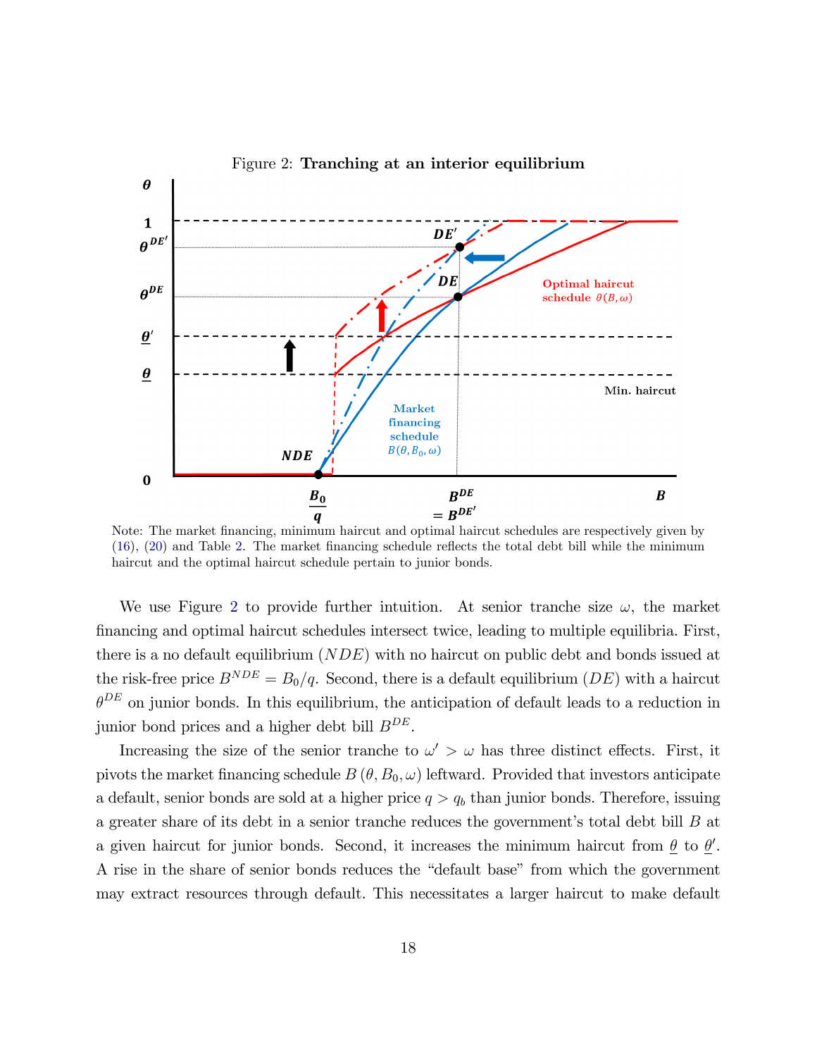Figure 2: **Tranching at an interior equilibrium**

Note: The market financing, minimum haircut and optimal haircut schedules are respectively given by (16), (20) and Table 2. The market financing schedule reflects the total debt bill while the minimum haircut and the optimal haircut schedule pertain to junior bonds.

We use Figure 2 to provide further intuition. At senior tranche size $\omega$, the market financing and optimal haircut schedules intersect twice, leading to multiple equilibria. First, there is a no default equilibrium ($NDE$) with no haircut on public debt and bonds issued at the risk-free price $B^{NDE} = B_0/q$. Second, there is a default equilibrium ($DE$) with a haircut $\theta^{DE}$ on junior bonds. In this equilibrium, the anticipation of default leads to a reduction in junior bond prices and a higher debt bill $B^{DE}$.

Increasing the size of the senior tranche to $\omega' > \omega$ has three distinct effects. First, it pivots the market financing schedule $B(\theta, B_0, \omega)$ leftward. Provided that investors anticipate a default, senior bonds are sold at a higher price $q > q_b$ than junior bonds. Therefore, issuing a greater share of its debt in a senior tranche reduces the government's total debt bill $B$ at a given haircut for junior bonds. Second, it increases the minimum haircut from $\underline{\theta}$ to $\underline{\theta}'$. A rise in the share of senior bonds reduces the "default base" from which the government may extract resources through default. This necessitates a larger haircut to make default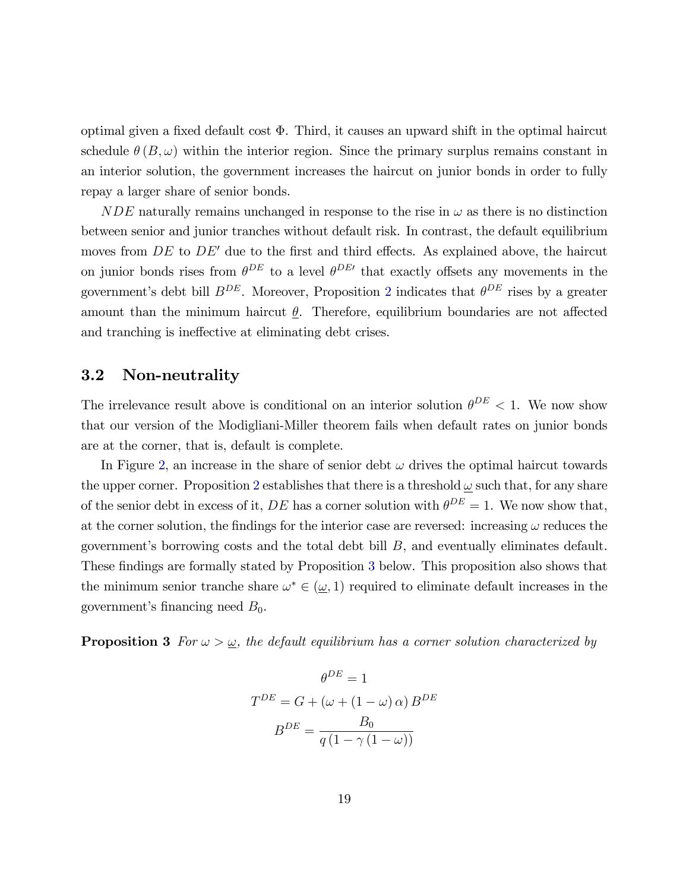optimal given a fixed default cost $\Phi$. Third, it causes an upward shift in the optimal haircut schedule $\theta(B,\omega)$ within the interior region. Since the primary surplus remains constant in an interior solution, the government increases the haircut on junior bonds in order to fully repay a larger share of senior bonds.

$NDE$ naturally remains unchanged in response to the rise in $\omega$ as there is no distinction between senior and junior tranches without default risk. In contrast, the default equilibrium moves from $DE$ to $DE'$ due to the first and third effects. As explained above, the haircut on junior bonds rises from $\theta^{DE}$ to a level $\theta^{DE\prime}$ that exactly offsets any movements in the government's debt bill $B^{DE}$. Moreover, Proposition 2 indicates that $\theta^{DE}$ rises by a greater amount than the minimum haircut $\underline{\theta}$. Therefore, equilibrium boundaries are not affected and tranching is ineffective at eliminating debt crises.

## 3.2 Non-neutrality

The irrelevance result above is conditional on an interior solution $\theta^{DE} < 1$. We now show that our version of the Modigliani-Miller theorem fails when default rates on junior bonds are at the corner, that is, default is complete.

In Figure 2, an increase in the share of senior debt $\omega$ drives the optimal haircut towards the upper corner. Proposition 2 establishes that there is a threshold $\underline{\omega}$ such that, for any share of the senior debt in excess of it, $DE$ has a corner solution with $\theta^{DE} = 1$. We now show that, at the corner solution, the findings for the interior case are reversed: increasing $\omega$ reduces the government's borrowing costs and the total debt bill $B$, and eventually eliminates default. These findings are formally stated by Proposition 3 below. This proposition also shows that the minimum senior tranche share $\omega^* \in (\underline{\omega}, 1)$ required to eliminate default increases in the government's financing need $B_0$.

**Proposition 3** *For $\omega > \underline{\omega}$, the default equilibrium has a corner solution characterized by*

$$\theta^{DE} = 1$$

$$T^{DE} = G + (\omega + (1-\omega)\alpha) B^{DE}$$

$$B^{DE} = \frac{B_0}{q(1-\gamma(1-\omega))}$$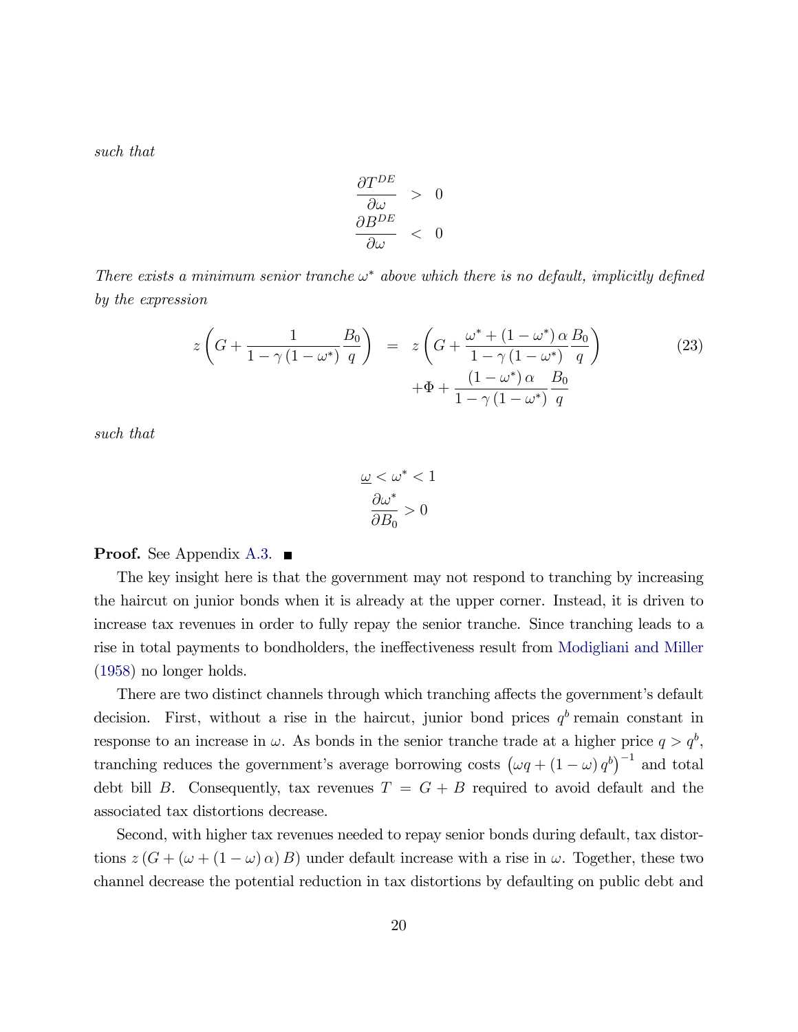*such that*

$$
\begin{aligned}
\frac{\partial T^{DE}}{\partial \omega} &> 0 \\
\frac{\partial B^{DE}}{\partial \omega} &< 0
\end{aligned}
$$

*There exists a minimum senior tranche $\omega^*$ above which there is no default, implicitly defined by the expression*

$$
\begin{aligned}
z\left(G + \frac{1}{1-\gamma\left(1-\omega^*\right)}\frac{B_0}{q}\right) &= z\left(G + \frac{\omega^* + \left(1-\omega^*\right)\alpha}{1-\gamma\left(1-\omega^*\right)}\frac{B_0}{q}\right) \\
&\quad + \Phi + \frac{\left(1-\omega^*\right)\alpha}{1-\gamma\left(1-\omega^*\right)}\frac{B_0}{q}
\end{aligned}
\tag{23}
$$

*such that*

$$
\begin{aligned}
\underline{\omega} < \omega^* < 1 \\
\frac{\partial \omega^*}{\partial B_0} > 0
\end{aligned}
$$

**Proof.** See Appendix A.3. ■

The key insight here is that the government may not respond to tranching by increasing the haircut on junior bonds when it is already at the upper corner. Instead, it is driven to increase tax revenues in order to fully repay the senior tranche. Since tranching leads to a rise in total payments to bondholders, the ineffectiveness result from Modigliani and Miller (1958) no longer holds.

There are two distinct channels through which tranching affects the government's default decision. First, without a rise in the haircut, junior bond prices $q^b$ remain constant in response to an increase in $\omega$. As bonds in the senior tranche trade at a higher price $q > q^b$, tranching reduces the government's average borrowing costs $\left(\omega q + (1-\omega) q^b\right)^{-1}$ and total debt bill $B$. Consequently, tax revenues $T = G + B$ required to avoid default and the associated tax distortions decrease.

Second, with higher tax revenues needed to repay senior bonds during default, tax distortions $z\left(G + (\omega + (1-\omega)\alpha) B\right)$ under default increase with a rise in $\omega$. Together, these two channel decrease the potential reduction in tax distortions by defaulting on public debt and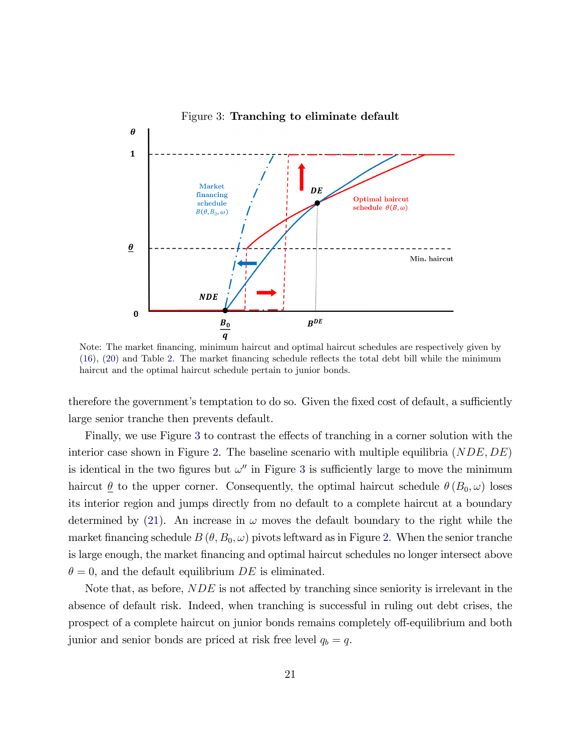Figure 3: **Tranching to eliminate default**

Note: The market financing, minimum haircut and optimal haircut schedules are respectively given by (16), (20) and Table 2. The market financing schedule reflects the total debt bill while the minimum haircut and the optimal haircut schedule pertain to junior bonds.

therefore the government's temptation to do so. Given the fixed cost of default, a sufficiently large senior tranche then prevents default.

Finally, we use Figure 3 to contrast the effects of tranching in a corner solution with the interior case shown in Figure 2. The baseline scenario with multiple equilibria $(NDE, DE)$ is identical in the two figures but $\omega''$ in Figure 3 is sufficiently large to move the minimum haircut $\underline{\theta}$ to the upper corner. Consequently, the optimal haircut schedule $\theta(B_0, \omega)$ loses its interior region and jumps directly from no default to a complete haircut at a boundary determined by (21). An increase in $\omega$ moves the default boundary to the right while the market financing schedule $B(\theta, B_0, \omega)$ pivots leftward as in Figure 2. When the senior tranche is large enough, the market financing and optimal haircut schedules no longer intersect above $\theta = 0$, and the default equilibrium $DE$ is eliminated.

Note that, as before, $NDE$ is not affected by tranching since seniority is irrelevant in the absence of default risk. Indeed, when tranching is successful in ruling out debt crises, the prospect of a complete haircut on junior bonds remains completely off-equilibrium and both junior and senior bonds are priced at risk free level $q_b = q$.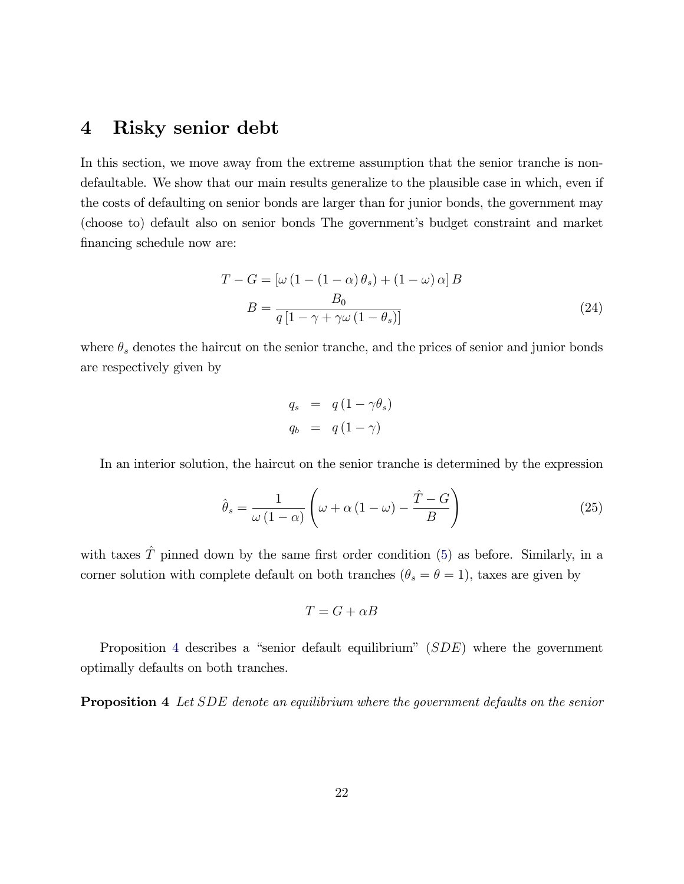# 4 Risky senior debt

In this section, we move away from the extreme assumption that the senior tranche is non-defaultable. We show that our main results generalize to the plausible case in which, even if the costs of defaulting on senior bonds are larger than for junior bonds, the government may (choose to) default also on senior bonds The government's budget constraint and market financing schedule now are:

$$
\begin{aligned}
T - G &= \left[\omega\left(1-(1-\alpha)\theta_s\right) + (1-\omega)\alpha\right]B \\
B &= \frac{B_0}{q\left[1-\gamma+\gamma\omega\left(1-\theta_s\right)\right]}
\end{aligned}
\tag{24}
$$

where $\theta_s$ denotes the haircut on the senior tranche, and the prices of senior and junior bonds are respectively given by

$$
\begin{aligned}
q_s &= q\left(1-\gamma\theta_s\right) \\
q_b &= q\left(1-\gamma\right)
\end{aligned}
$$

In an interior solution, the haircut on the senior tranche is determined by the expression

$$
\hat{\theta}_s = \frac{1}{\omega(1-\alpha)}\left(\omega + \alpha(1-\omega) - \frac{\hat{T}-G}{B}\right) \tag{25}
$$

with taxes $\hat{T}$ pinned down by the same first order condition (5) as before. Similarly, in a corner solution with complete default on both tranches ($\theta_s = \theta = 1$), taxes are given by

$$
T = G + \alpha B
$$

Proposition 4 describes a "senior default equilibrium" ($SDE$) where the government optimally defaults on both tranches.

**Proposition 4** *Let $SDE$ denote an equilibrium where the government defaults on the senior*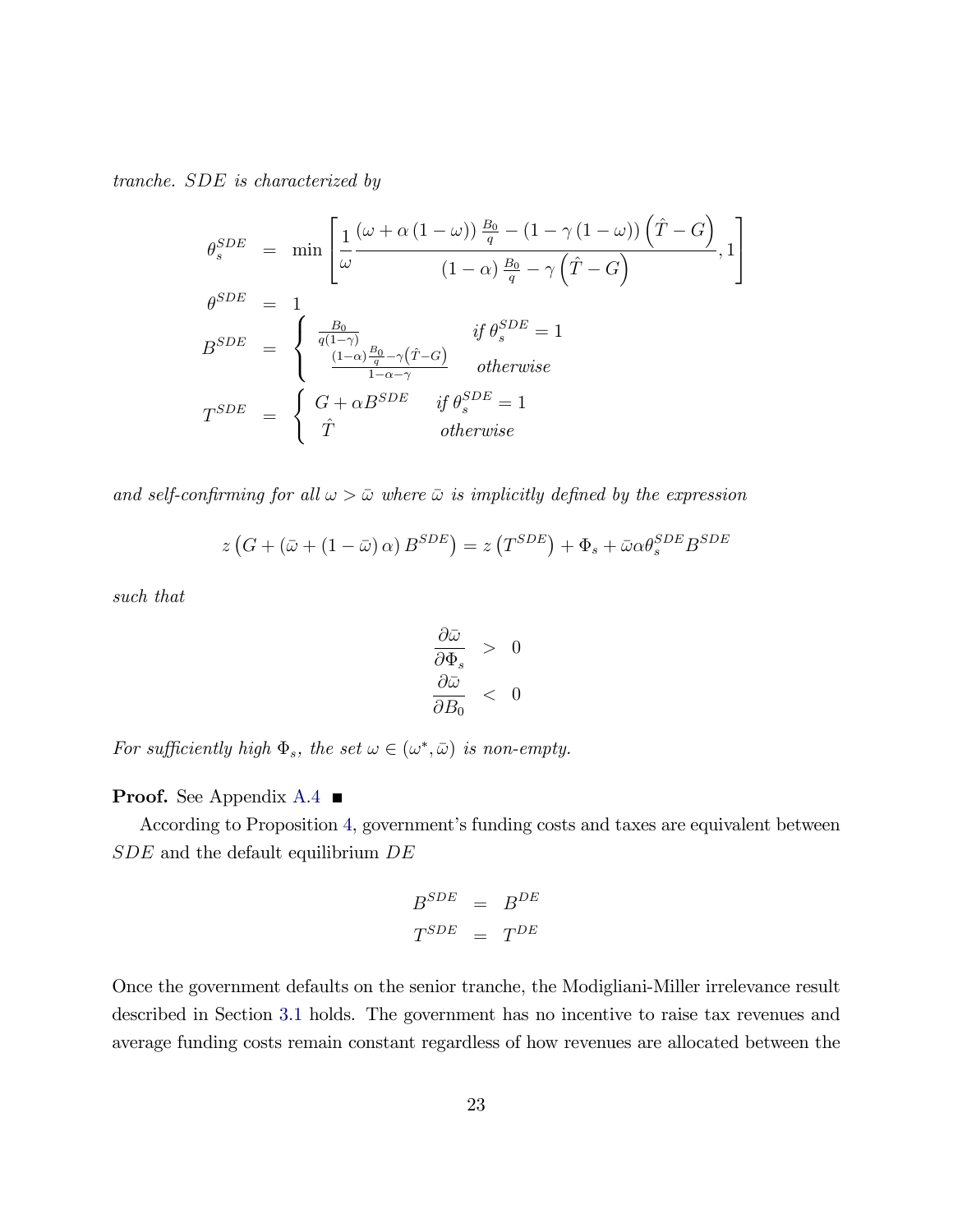*tranche. SDE is characterized by*

$$
\begin{aligned}
\theta_s^{SDE} &= \min\left[\frac{1}{\omega}\frac{\left(\omega+\alpha\left(1-\omega\right)\right)\frac{B_0}{q}-\left(1-\gamma\left(1-\omega\right)\right)\left(\hat{T}-G\right)}{\left(1-\alpha\right)\frac{B_0}{q}-\gamma\left(\hat{T}-G\right)},1\right] \\
\theta^{SDE} &= 1 \\
B^{SDE} &= \begin{cases} \frac{B_0}{q(1-\gamma)} & \text{if } \theta_s^{SDE}=1 \\ \frac{(1-\alpha)\frac{B_0}{q}-\gamma\left(\hat{T}-G\right)}{1-\alpha-\gamma} & \text{otherwise} \end{cases} \\
T^{SDE} &= \begin{cases} G+\alpha B^{SDE} & \text{if } \theta_s^{SDE}=1 \\ \hat{T} & \text{otherwise} \end{cases}
\end{aligned}
$$

*and self-confirming for all $\omega > \bar{\omega}$ where $\bar{\omega}$ is implicitly defined by the expression*

$$
z\left(G+\left(\bar{\omega}+\left(1-\bar{\omega}\right)\alpha\right)B^{SDE}\right)=z\left(T^{SDE}\right)+\Phi_s+\bar{\omega}\alpha\theta_s^{SDE}B^{SDE}
$$

*such that*

$$
\begin{aligned}
\frac{\partial\bar{\omega}}{\partial\Phi_s} &> 0 \\
\frac{\partial\bar{\omega}}{\partial B_0} &< 0
\end{aligned}
$$

*For sufficiently high $\Phi_s$, the set $\omega \in (\omega^*, \bar{\omega})$ is non-empty.*

**Proof.** See Appendix A.4 ∎

According to Proposition 4, government's funding costs and taxes are equivalent between $SDE$ and the default equilibrium $DE$

$$
\begin{aligned}
B^{SDE} &= B^{DE} \\
T^{SDE} &= T^{DE}
\end{aligned}
$$

Once the government defaults on the senior tranche, the Modigliani-Miller irrelevance result described in Section 3.1 holds. The government has no incentive to raise tax revenues and average funding costs remain constant regardless of how revenues are allocated between the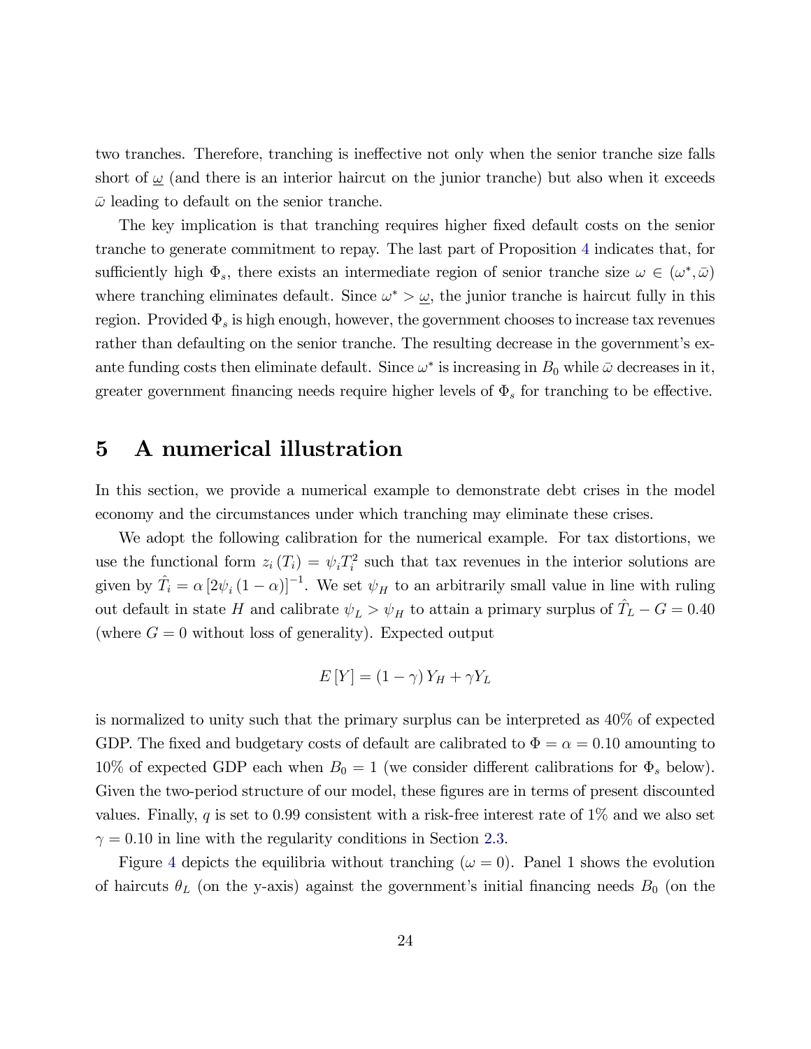two tranches. Therefore, tranching is ineffective not only when the senior tranche size falls short of $\underline{\omega}$ (and there is an interior haircut on the junior tranche) but also when it exceeds $\bar{\omega}$ leading to default on the senior tranche.

The key implication is that tranching requires higher fixed default costs on the senior tranche to generate commitment to repay. The last part of Proposition 4 indicates that, for sufficiently high $\Phi_s$, there exists an intermediate region of senior tranche size $\omega \in (\omega^*, \bar{\omega})$ where tranching eliminates default. Since $\omega^* > \underline{\omega}$, the junior tranche is haircut fully in this region. Provided $\Phi_s$ is high enough, however, the government chooses to increase tax revenues rather than defaulting on the senior tranche. The resulting decrease in the government's ex-ante funding costs then eliminate default. Since $\omega^*$ is increasing in $B_0$ while $\bar{\omega}$ decreases in it, greater government financing needs require higher levels of $\Phi_s$ for tranching to be effective.

# 5 A numerical illustration

In this section, we provide a numerical example to demonstrate debt crises in the model economy and the circumstances under which tranching may eliminate these crises.

We adopt the following calibration for the numerical example. For tax distortions, we use the functional form $z_i(T_i) = \psi_i T_i^2$ such that tax revenues in the interior solutions are given by $\hat{T}_i = \alpha \left[2\psi_i (1-\alpha)\right]^{-1}$. We set $\psi_H$ to an arbitrarily small value in line with ruling out default in state $H$ and calibrate $\psi_L > \psi_H$ to attain a primary surplus of $\hat{T}_L - G = 0.40$ (where $G = 0$ without loss of generality). Expected output

$$E[Y] = (1-\gamma) Y_H + \gamma Y_L$$

is normalized to unity such that the primary surplus can be interpreted as 40% of expected GDP. The fixed and budgetary costs of default are calibrated to $\Phi = \alpha = 0.10$ amounting to 10% of expected GDP each when $B_0 = 1$ (we consider different calibrations for $\Phi_s$ below). Given the two-period structure of our model, these figures are in terms of present discounted values. Finally, $q$ is set to 0.99 consistent with a risk-free interest rate of 1% and we also set $\gamma = 0.10$ in line with the regularity conditions in Section 2.3.

Figure 4 depicts the equilibria without tranching ($\omega = 0$). Panel 1 shows the evolution of haircuts $\theta_L$ (on the y-axis) against the government's initial financing needs $B_0$ (on the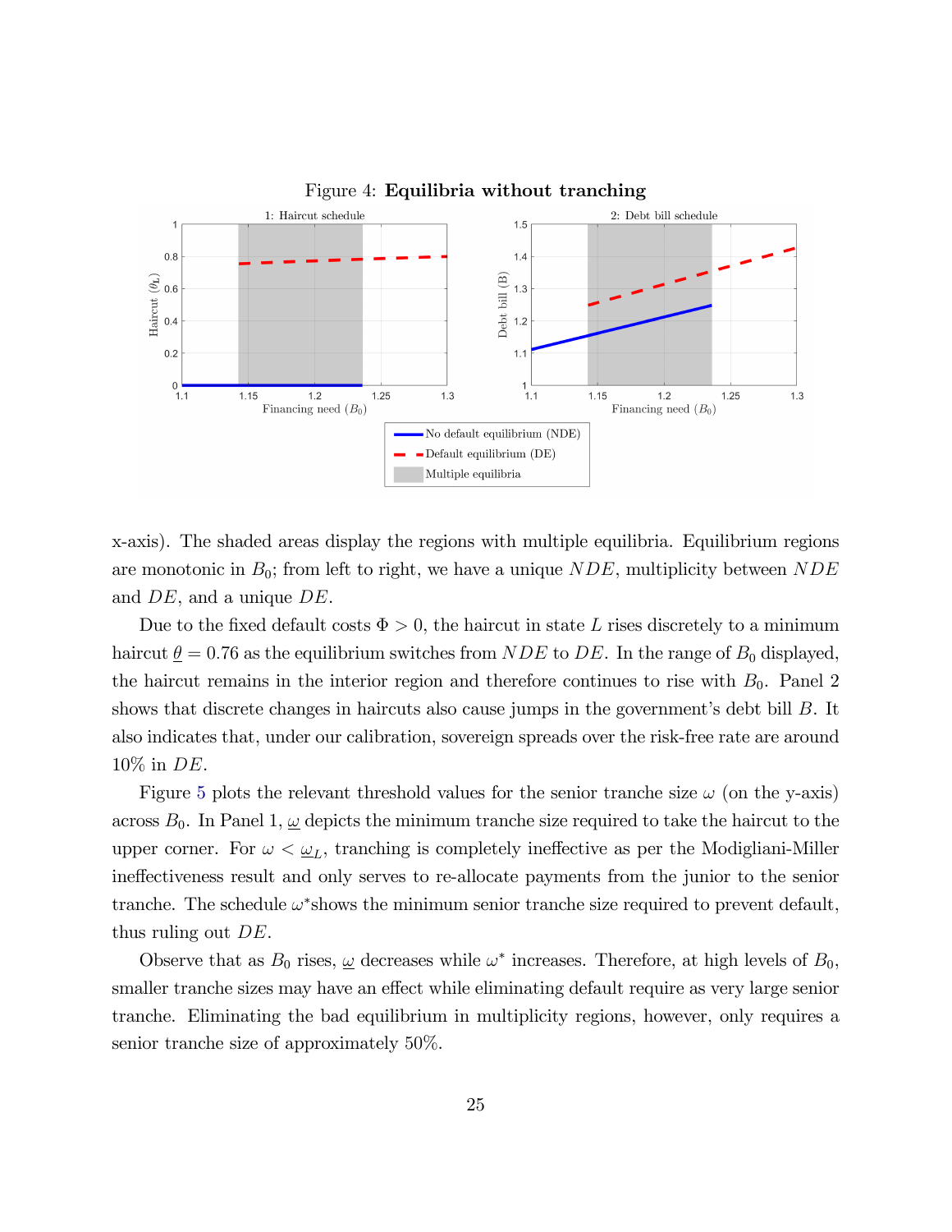Figure 4: **Equilibria without tranching**

x-axis). The shaded areas display the regions with multiple equilibria. Equilibrium regions are monotonic in $B_0$; from left to right, we have a unique $NDE$, multiplicity between $NDE$ and $DE$, and a unique $DE$.

Due to the fixed default costs $\Phi > 0$, the haircut in state $L$ rises discretely to a minimum haircut $\underline{\theta} = 0.76$ as the equilibrium switches from $NDE$ to $DE$. In the range of $B_0$ displayed, the haircut remains in the interior region and therefore continues to rise with $B_0$. Panel 2 shows that discrete changes in haircuts also cause jumps in the government's debt bill $B$. It also indicates that, under our calibration, sovereign spreads over the risk-free rate are around 10% in $DE$.

Figure 5 plots the relevant threshold values for the senior tranche size $\omega$ (on the y-axis) across $B_0$. In Panel 1, $\underline{\omega}$ depicts the minimum tranche size required to take the haircut to the upper corner. For $\omega < \underline{\omega}_L$, tranching is completely ineffective as per the Modigliani-Miller ineffectiveness result and only serves to re-allocate payments from the junior to the senior tranche. The schedule $\omega^*$shows the minimum senior tranche size required to prevent default, thus ruling out $DE$.

Observe that as $B_0$ rises, $\underline{\omega}$ decreases while $\omega^*$ increases. Therefore, at high levels of $B_0$, smaller tranche sizes may have an effect while eliminating default require as very large senior tranche. Eliminating the bad equilibrium in multiplicity regions, however, only requires a senior tranche size of approximately 50%.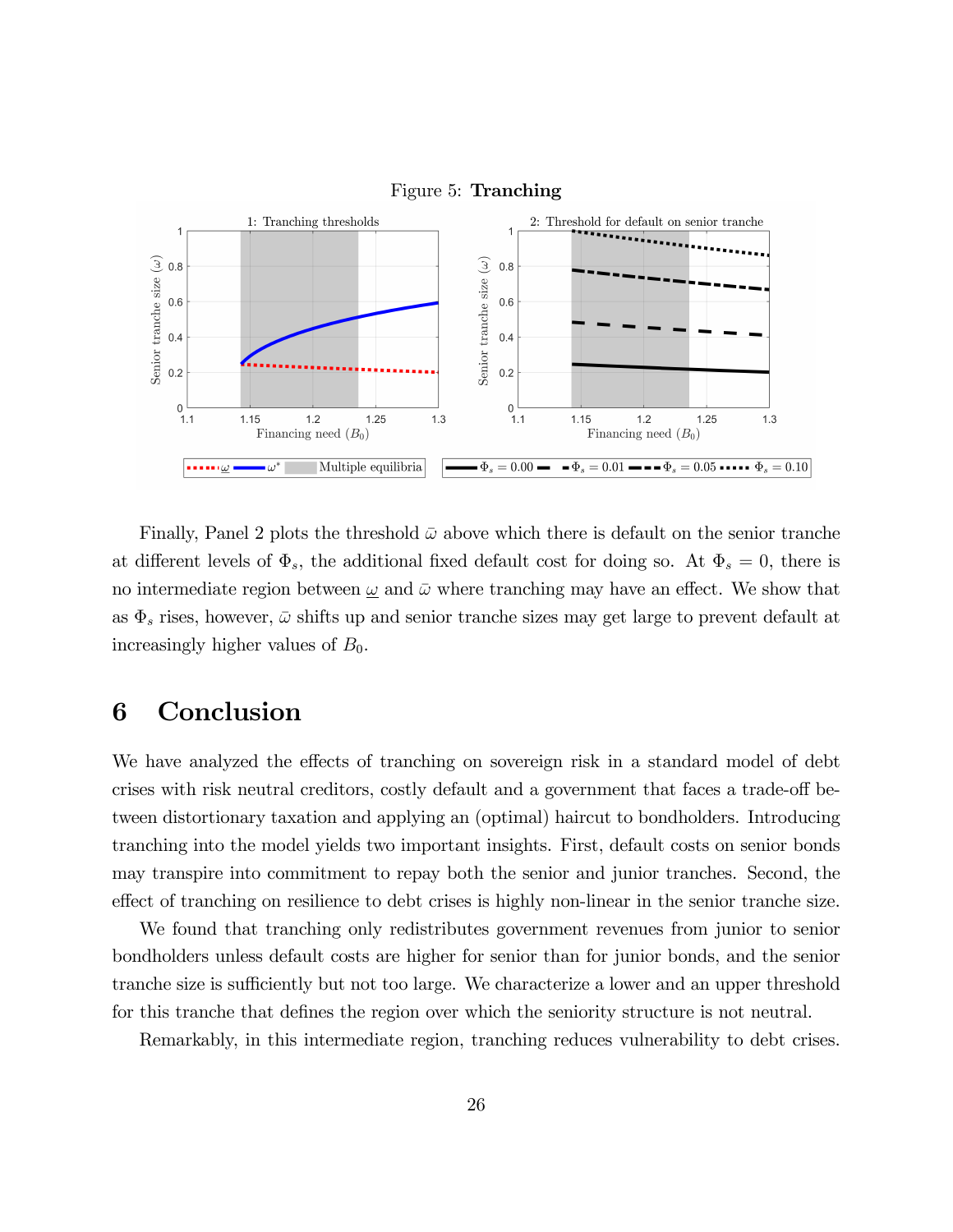Figure 5: **Tranching**

Finally, Panel 2 plots the threshold $\bar{\omega}$ above which there is default on the senior tranche at different levels of $\Phi_s$, the additional fixed default cost for doing so. At $\Phi_s = 0$, there is no intermediate region between $\underline{\omega}$ and $\bar{\omega}$ where tranching may have an effect. We show that as $\Phi_s$ rises, however, $\bar{\omega}$ shifts up and senior tranche sizes may get large to prevent default at increasingly higher values of $B_0$.

# 6 Conclusion

We have analyzed the effects of tranching on sovereign risk in a standard model of debt crises with risk neutral creditors, costly default and a government that faces a trade-off between distortionary taxation and applying an (optimal) haircut to bondholders. Introducing tranching into the model yields two important insights. First, default costs on senior bonds may transpire into commitment to repay both the senior and junior tranches. Second, the effect of tranching on resilience to debt crises is highly non-linear in the senior tranche size.

We found that tranching only redistributes government revenues from junior to senior bondholders unless default costs are higher for senior than for junior bonds, and the senior tranche size is sufficiently but not too large. We characterize a lower and an upper threshold for this tranche that defines the region over which the seniority structure is not neutral.

Remarkably, in this intermediate region, tranching reduces vulnerability to debt crises.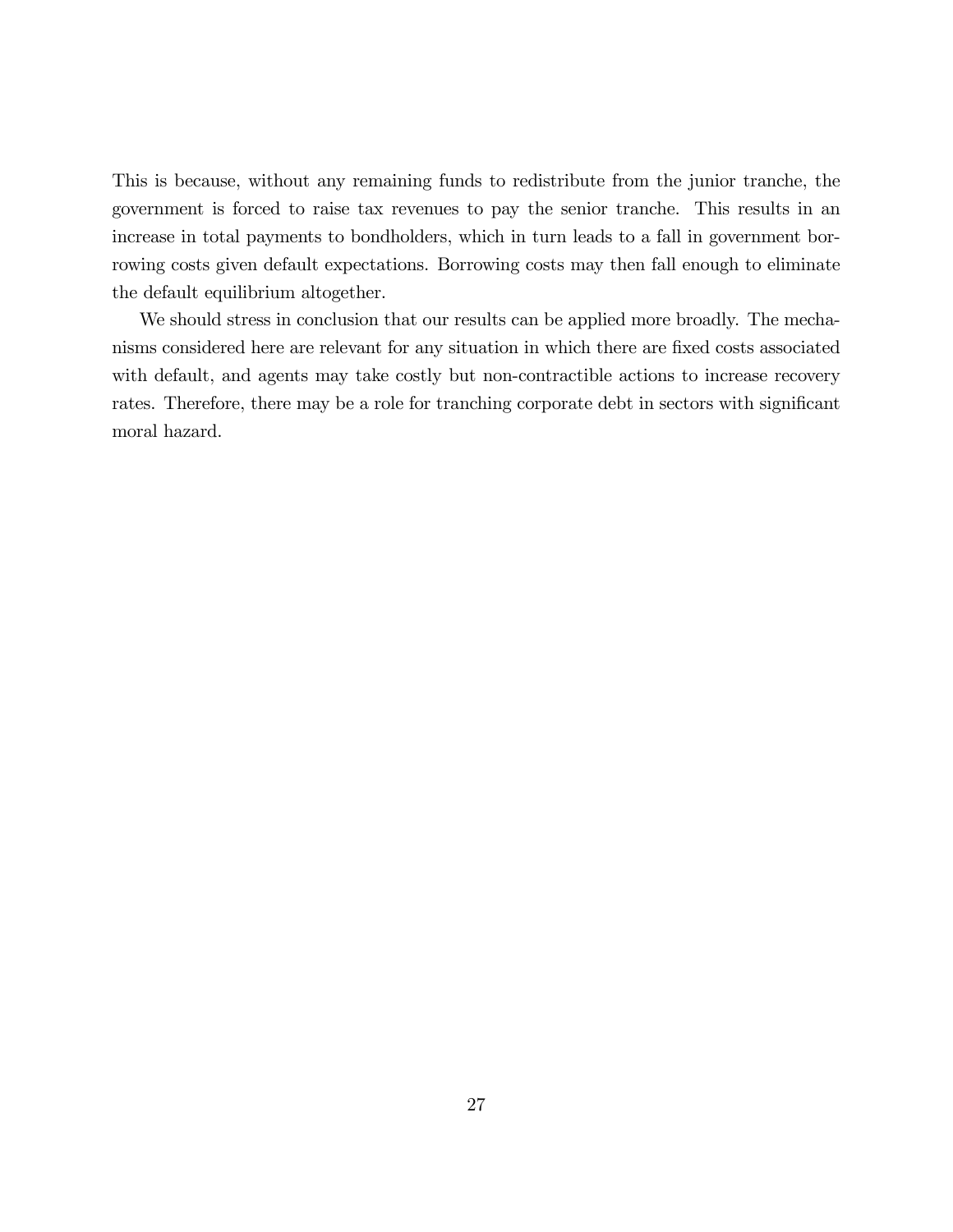This is because, without any remaining funds to redistribute from the junior tranche, the government is forced to raise tax revenues to pay the senior tranche. This results in an increase in total payments to bondholders, which in turn leads to a fall in government borrowing costs given default expectations. Borrowing costs may then fall enough to eliminate the default equilibrium altogether.

We should stress in conclusion that our results can be applied more broadly. The mechanisms considered here are relevant for any situation in which there are fixed costs associated with default, and agents may take costly but non-contractible actions to increase recovery rates. Therefore, there may be a role for tranching corporate debt in sectors with significant moral hazard.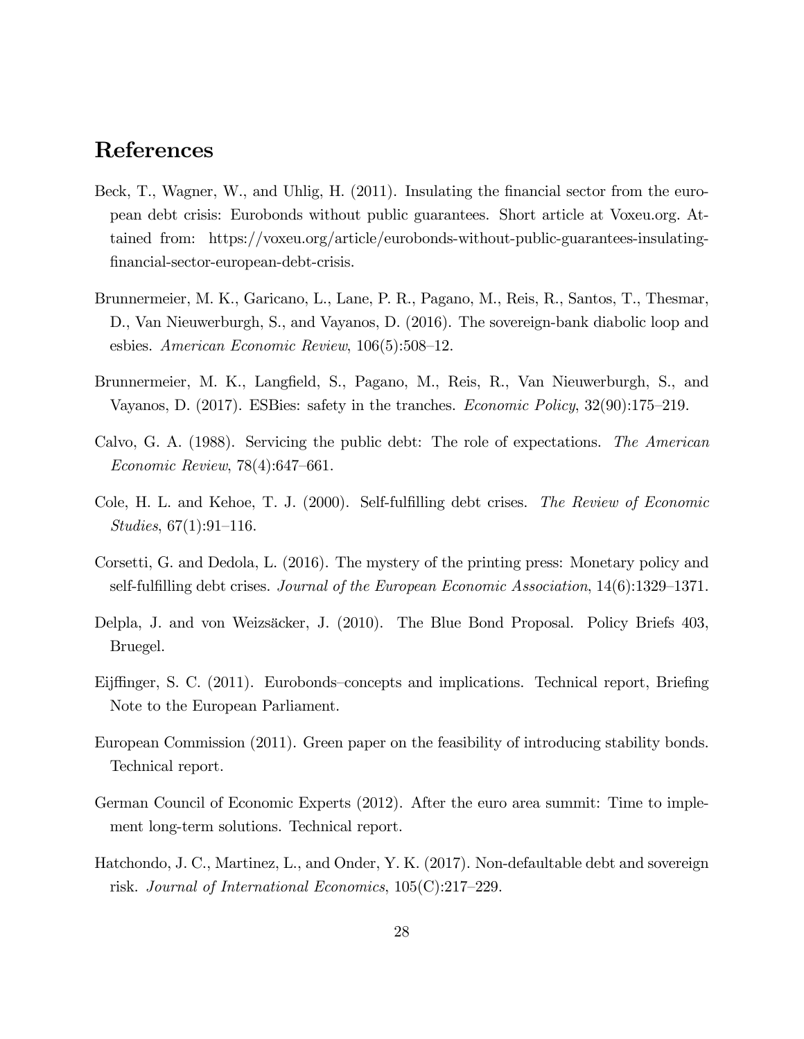## References

Beck, T., Wagner, W., and Uhlig, H. (2011). Insulating the financial sector from the european debt crisis: Eurobonds without public guarantees. Short article at Voxeu.org. Attained from: https://voxeu.org/article/eurobonds-without-public-guarantees-insulating-financial-sector-european-debt-crisis.

Brunnermeier, M. K., Garicano, L., Lane, P. R., Pagano, M., Reis, R., Santos, T., Thesmar, D., Van Nieuwerburgh, S., and Vayanos, D. (2016). The sovereign-bank diabolic loop and esbies. *American Economic Review*, 106(5):508–12.

Brunnermeier, M. K., Langfield, S., Pagano, M., Reis, R., Van Nieuwerburgh, S., and Vayanos, D. (2017). ESBies: safety in the tranches. *Economic Policy*, 32(90):175–219.

Calvo, G. A. (1988). Servicing the public debt: The role of expectations. *The American Economic Review*, 78(4):647–661.

Cole, H. L. and Kehoe, T. J. (2000). Self-fulfilling debt crises. *The Review of Economic Studies*, 67(1):91–116.

Corsetti, G. and Dedola, L. (2016). The mystery of the printing press: Monetary policy and self-fulfilling debt crises. *Journal of the European Economic Association*, 14(6):1329–1371.

Delpla, J. and von Weizsäcker, J. (2010). The Blue Bond Proposal. Policy Briefs 403, Bruegel.

Eijffinger, S. C. (2011). Eurobonds–concepts and implications. Technical report, Briefing Note to the European Parliament.

European Commission (2011). Green paper on the feasibility of introducing stability bonds. Technical report.

German Council of Economic Experts (2012). After the euro area summit: Time to implement long-term solutions. Technical report.

Hatchondo, J. C., Martinez, L., and Onder, Y. K. (2017). Non-defaultable debt and sovereign risk. *Journal of International Economics*, 105(C):217–229.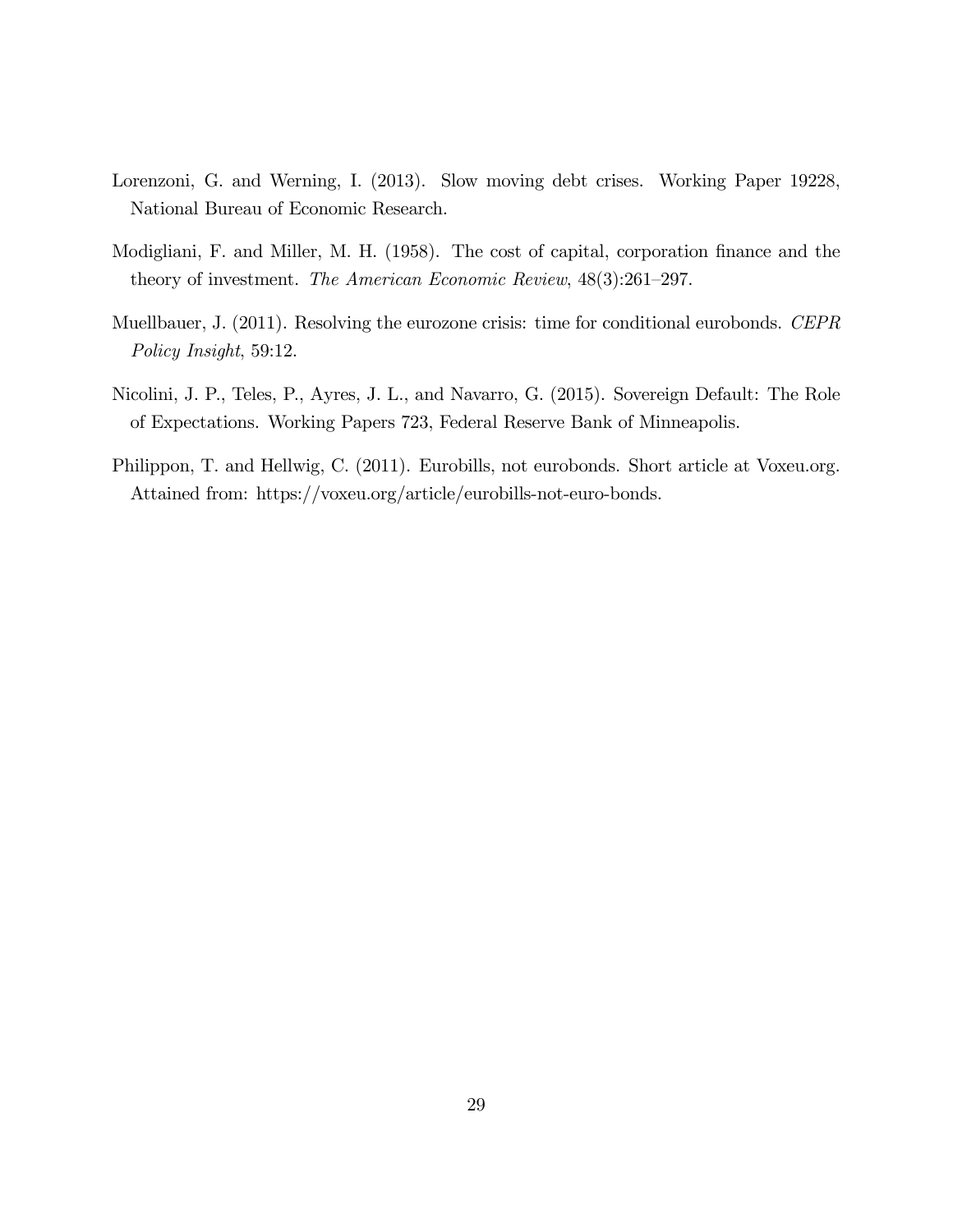Lorenzoni, G. and Werning, I. (2013). Slow moving debt crises. Working Paper 19228, National Bureau of Economic Research.

Modigliani, F. and Miller, M. H. (1958). The cost of capital, corporation finance and the theory of investment. *The American Economic Review*, 48(3):261–297.

Muellbauer, J. (2011). Resolving the eurozone crisis: time for conditional eurobonds. *CEPR Policy Insight*, 59:12.

Nicolini, J. P., Teles, P., Ayres, J. L., and Navarro, G. (2015). Sovereign Default: The Role of Expectations. Working Papers 723, Federal Reserve Bank of Minneapolis.

Philippon, T. and Hellwig, C. (2011). Eurobills, not eurobonds. Short article at Voxeu.org. Attained from: https://voxeu.org/article/eurobills-not-euro-bonds.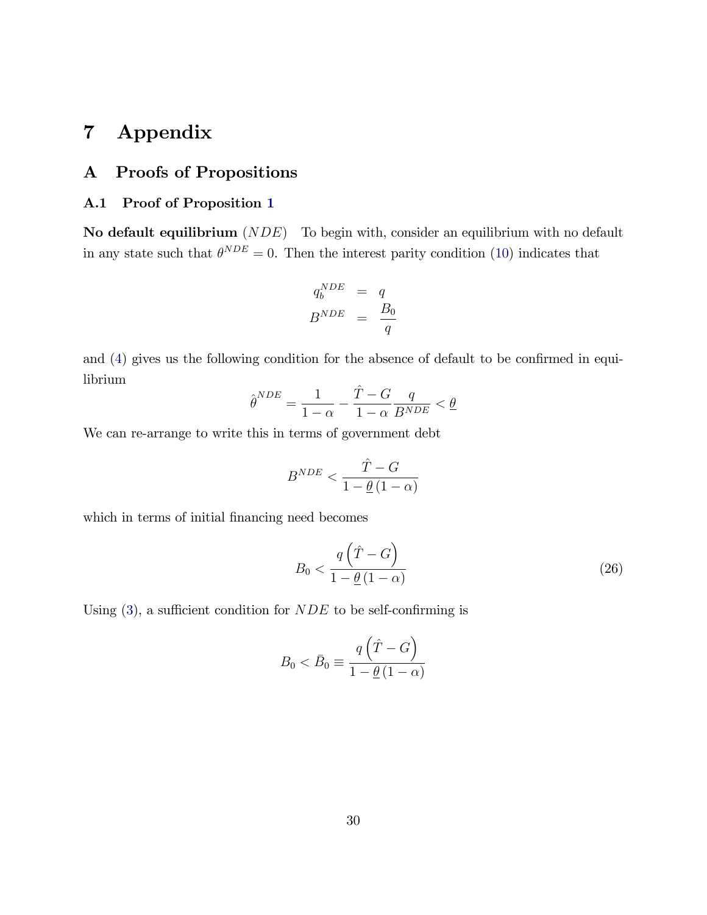# 7 Appendix

## A Proofs of Propositions

### A.1 Proof of Proposition 1

**No default equilibrium** ($NDE$) To begin with, consider an equilibrium with no default in any state such that $\theta^{NDE} = 0$. Then the interest parity condition (10) indicates that

$$
\begin{aligned}
q_b^{NDE} &= q \\
B^{NDE} &= \frac{B_0}{q}
\end{aligned}
$$

and (4) gives us the following condition for the absence of default to be confirmed in equilibrium

$$
\hat{\theta}^{NDE} = \frac{1}{1-\alpha} - \frac{\hat{T} - G}{1-\alpha} \frac{q}{B^{NDE}} < \underline{\theta}
$$

We can re-arrange to write this in terms of government debt

$$
B^{NDE} < \frac{\hat{T} - G}{1 - \underline{\theta}(1-\alpha)}
$$

which in terms of initial financing need becomes

$$
B_0 < \frac{q\left(\hat{T} - G\right)}{1 - \underline{\theta}(1-\alpha)} \tag{26}
$$

Using (3), a sufficient condition for $NDE$ to be self-confirming is

$$
B_0 < \bar{B}_0 \equiv \frac{q\left(\hat{T} - G\right)}{1 - \underline{\theta}(1-\alpha)}
$$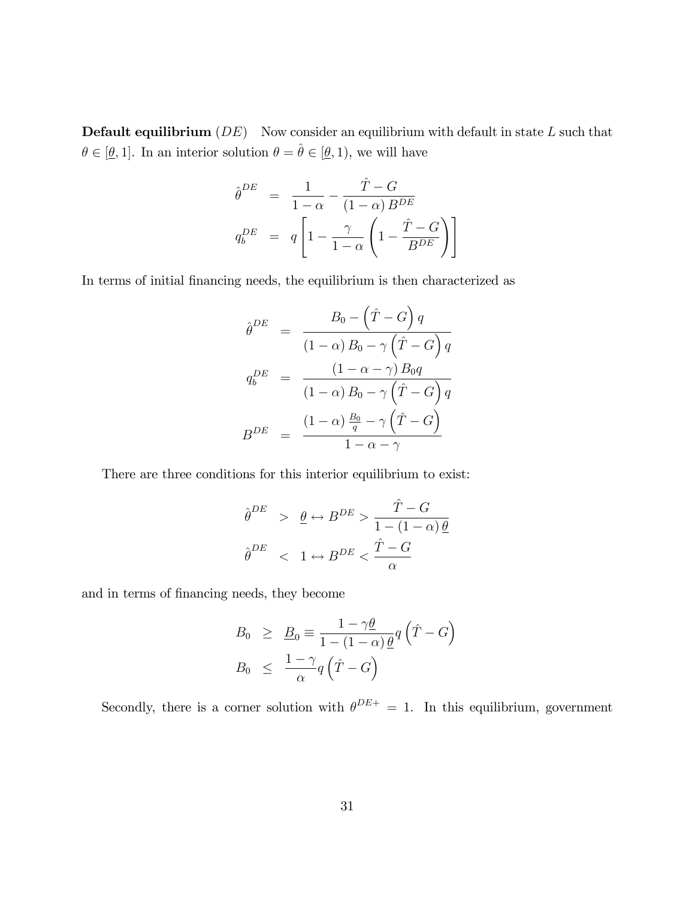**Default equilibrium** $(DE)$ Now consider an equilibrium with default in state $L$ such that $\theta \in [\underline{\theta}, 1]$. In an interior solution $\theta = \hat{\theta} \in [\underline{\theta}, 1)$, we will have

$$
\begin{aligned}
\hat{\theta}^{DE} &= \frac{1}{1-\alpha} - \frac{\hat{T} - G}{(1-\alpha) B^{DE}} \\
q_b^{DE} &= q \left[ 1 - \frac{\gamma}{1-\alpha} \left( 1 - \frac{\hat{T} - G}{B^{DE}} \right) \right]
\end{aligned}
$$

In terms of initial financing needs, the equilibrium is then characterized as

$$
\begin{aligned}
\hat{\theta}^{DE} &= \frac{B_0 - \left(\hat{T} - G\right) q}{(1-\alpha) B_0 - \gamma \left(\hat{T} - G\right) q} \\
q_b^{DE} &= \frac{(1-\alpha-\gamma) B_0 q}{(1-\alpha) B_0 - \gamma \left(\hat{T} - G\right) q} \\
B^{DE} &= \frac{(1-\alpha) \frac{B_0}{q} - \gamma \left(\hat{T} - G\right)}{1-\alpha-\gamma}
\end{aligned}
$$

There are three conditions for this interior equilibrium to exist:

$$
\begin{aligned}
\hat{\theta}^{DE} &> \underline{\theta} \leftrightarrow B^{DE} > \frac{\hat{T} - G}{1 - (1-\alpha) \underline{\theta}} \\
\hat{\theta}^{DE} &< 1 \leftrightarrow B^{DE} < \frac{\hat{T} - G}{\alpha}
\end{aligned}
$$

and in terms of financing needs, they become

$$
\begin{aligned}
B_0 &\geq \underline{B}_0 \equiv \frac{1 - \gamma \underline{\theta}}{1 - (1-\alpha) \underline{\theta}} q \left(\hat{T} - G\right) \\
B_0 &\leq \frac{1-\gamma}{\alpha} q \left(\hat{T} - G\right)
\end{aligned}
$$

Secondly, there is a corner solution with $\theta^{DE+} = 1$. In this equilibrium, government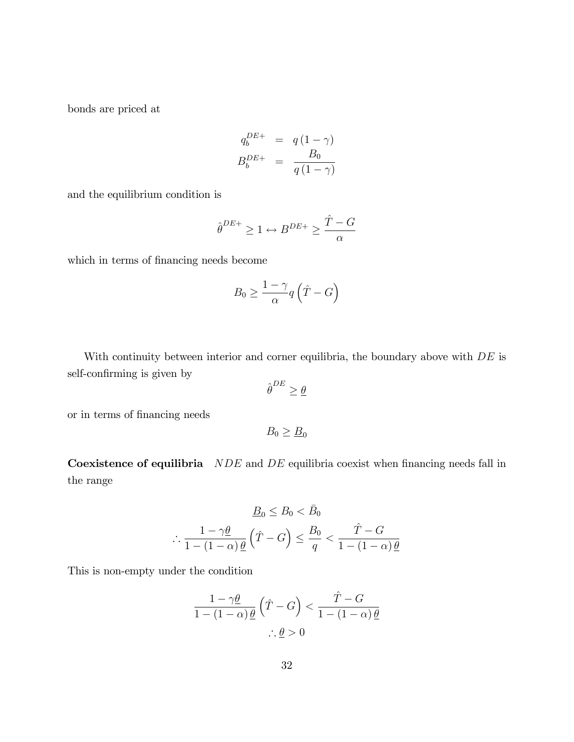bonds are priced at

$$
\begin{aligned}
q_b^{DE+} &= q(1-\gamma) \\
B_b^{DE+} &= \frac{B_0}{q(1-\gamma)}
\end{aligned}
$$

and the equilibrium condition is

$$
\hat{\theta}^{DE+} \geq 1 \leftrightarrow B^{DE+} \geq \frac{\hat{T}-G}{\alpha}
$$

which in terms of financing needs become

$$
B_0 \geq \frac{1-\gamma}{\alpha} q \left(\hat{T}-G\right)
$$

With continuity between interior and corner equilibria, the boundary above with $DE$ is self-confirming is given by

$$
\hat{\theta}^{DE} \geq \underline{\theta}
$$

or in terms of financing needs

$$
B_0 \geq \underline{B}_0
$$

**Coexistence of equilibria** $NDE$ and $DE$ equilibria coexist when financing needs fall in the range

$$
\underline{B}_0 \leq B_0 < \bar{B}_0
$$

$$
\therefore \frac{1-\gamma\underline{\theta}}{1-(1-\alpha)\underline{\theta}} \left(\hat{T}-G\right) \leq \frac{B_0}{q} < \frac{\hat{T}-G}{1-(1-\alpha)\underline{\theta}}
$$

This is non-empty under the condition

$$
\frac{1-\gamma\underline{\theta}}{1-(1-\alpha)\underline{\theta}} \left(\hat{T}-G\right) < \frac{\hat{T}-G}{1-(1-\alpha)\underline{\theta}}
$$

$$
\therefore \underline{\theta} > 0
$$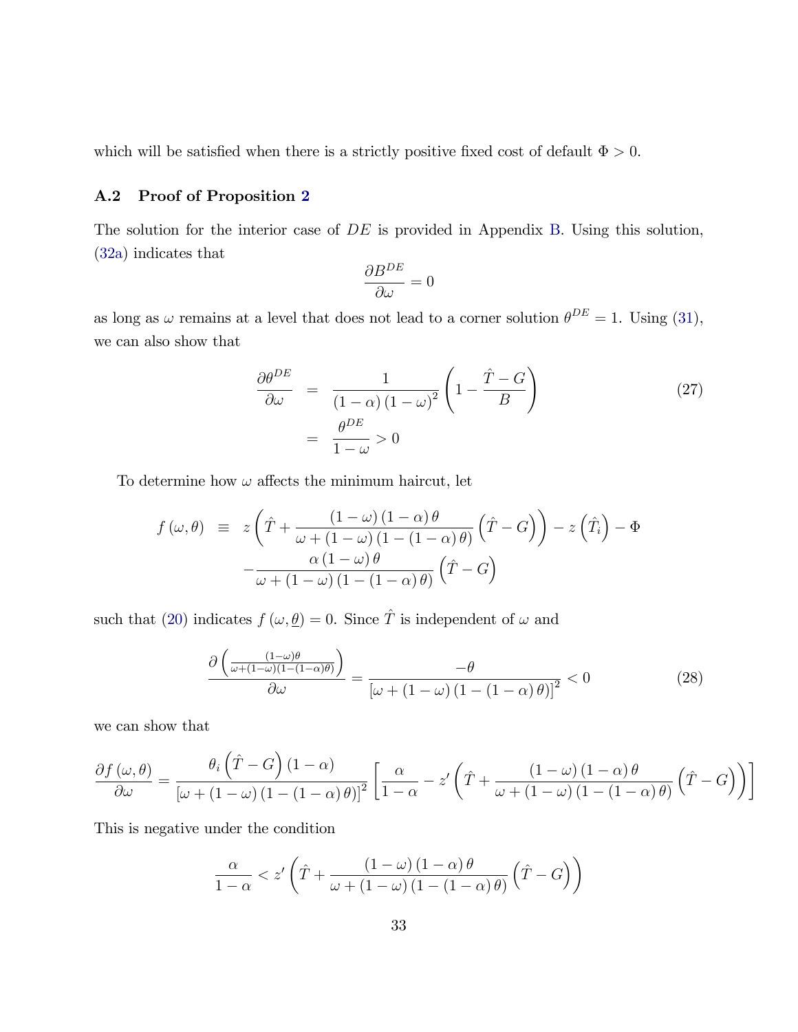which will be satisfied when there is a strictly positive fixed cost of default $\Phi > 0$.

### A.2 Proof of Proposition 2

The solution for the interior case of $DE$ is provided in Appendix B. Using this solution, (32a) indicates that

$$\frac{\partial B^{DE}}{\partial \omega} = 0$$

as long as $\omega$ remains at a level that does not lead to a corner solution $\theta^{DE} = 1$. Using (31), we can also show that

$$\begin{aligned}
\frac{\partial \theta^{DE}}{\partial \omega} &= \frac{1}{(1-\alpha)(1-\omega)^2}\left(1 - \frac{\hat{T} - G}{B}\right) \qquad (27)\\
&= \frac{\theta^{DE}}{1-\omega} > 0
\end{aligned}$$

To determine how $\omega$ affects the minimum haircut, let

$$\begin{aligned}
f(\omega, \theta) \equiv\ & z\left(\hat{T} + \frac{(1-\omega)(1-\alpha)\theta}{\omega + (1-\omega)(1-(1-\alpha)\theta)}\left(\hat{T} - G\right)\right) - z\left(\hat{T}_i\right) - \Phi \\
& - \frac{\alpha(1-\omega)\theta}{\omega + (1-\omega)(1-(1-\alpha)\theta)}\left(\hat{T} - G\right)
\end{aligned}$$

such that (20) indicates $f(\omega, \underline{\theta}) = 0$. Since $\hat{T}$ is independent of $\omega$ and

$$\frac{\partial\left(\frac{(1-\omega)\theta}{\omega + (1-\omega)(1-(1-\alpha)\theta)}\right)}{\partial \omega} = \frac{-\theta}{\left[\omega + (1-\omega)(1-(1-\alpha)\theta)\right]^2} < 0 \qquad (28)$$

we can show that

$$\frac{\partial f(\omega, \theta)}{\partial \omega} = \frac{\theta_i\left(\hat{T} - G\right)(1-\alpha)}{\left[\omega + (1-\omega)(1-(1-\alpha)\theta)\right]^2}\left[\frac{\alpha}{1-\alpha} - z'\left(\hat{T} + \frac{(1-\omega)(1-\alpha)\theta}{\omega + (1-\omega)(1-(1-\alpha)\theta)}\left(\hat{T} - G\right)\right)\right]$$

This is negative under the condition

$$\frac{\alpha}{1-\alpha} < z'\left(\hat{T} + \frac{(1-\omega)(1-\alpha)\theta}{\omega + (1-\omega)(1-(1-\alpha)\theta)}\left(\hat{T} - G\right)\right)$$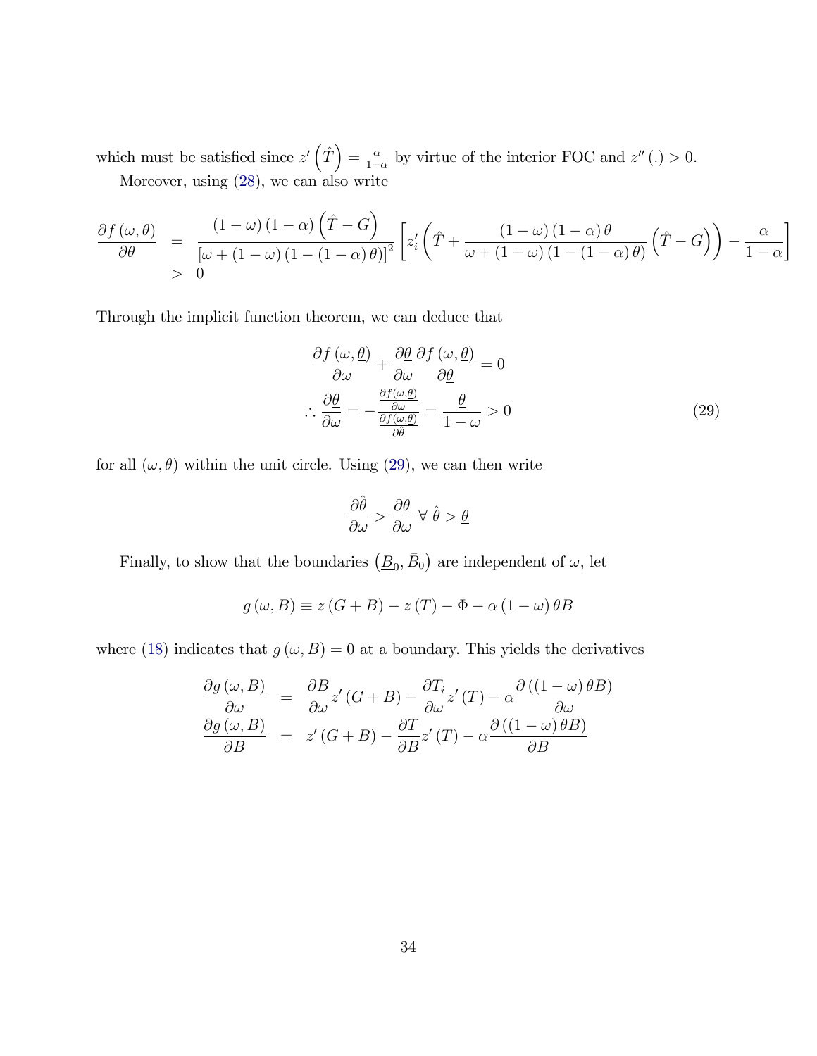which must be satisfied since $z'\left(\hat{T}\right) = \frac{\alpha}{1-\alpha}$ by virtue of the interior FOC and $z''(.) > 0$.

Moreover, using (28), we can also write

$$
\begin{aligned}
\frac{\partial f(\omega,\theta)}{\partial \theta} &= \frac{(1-\omega)(1-\alpha)\left(\hat{T}-G\right)}{\left[\omega + (1-\omega)(1-(1-\alpha)\theta)\right]^2}\left[z_i'\left(\hat{T} + \frac{(1-\omega)(1-\alpha)\theta}{\omega + (1-\omega)(1-(1-\alpha)\theta)}\left(\hat{T}-G\right)\right) - \frac{\alpha}{1-\alpha}\right] \\
&> 0
\end{aligned}
$$

Through the implicit function theorem, we can deduce that

$$
\begin{aligned}
\frac{\partial f(\omega,\underline{\theta})}{\partial \omega} + \frac{\partial \underline{\theta}}{\partial \omega}\frac{\partial f(\omega,\underline{\theta})}{\partial \underline{\theta}} &= 0 \\
\therefore \frac{\partial \underline{\theta}}{\partial \omega} = -\frac{\frac{\partial f(\omega,\underline{\theta})}{\partial \omega}}{\frac{\partial f(\omega,\underline{\theta})}{\partial \hat{\theta}}} &= \frac{\underline{\theta}}{1-\omega} > 0 \qquad (29)
\end{aligned}
$$

for all $(\omega, \underline{\theta})$ within the unit circle. Using (29), we can then write

$$
\frac{\partial \hat{\theta}}{\partial \omega} > \frac{\partial \underline{\theta}}{\partial \omega} \;\forall\; \hat{\theta} > \underline{\theta}
$$

Finally, to show that the boundaries $\left(\underline{B}_0, \bar{B}_0\right)$ are independent of $\omega$, let

$$
g(\omega, B) \equiv z(G+B) - z(T) - \Phi - \alpha(1-\omega)\theta B
$$

where (18) indicates that $g(\omega, B) = 0$ at a boundary. This yields the derivatives

$$
\begin{aligned}
\frac{\partial g(\omega,B)}{\partial \omega} &= \frac{\partial B}{\partial \omega}z'(G+B) - \frac{\partial T_i}{\partial \omega}z'(T) - \alpha\frac{\partial((1-\omega)\theta B)}{\partial \omega} \\
\frac{\partial g(\omega,B)}{\partial B} &= z'(G+B) - \frac{\partial T}{\partial B}z'(T) - \alpha\frac{\partial((1-\omega)\theta B)}{\partial B}
\end{aligned}
$$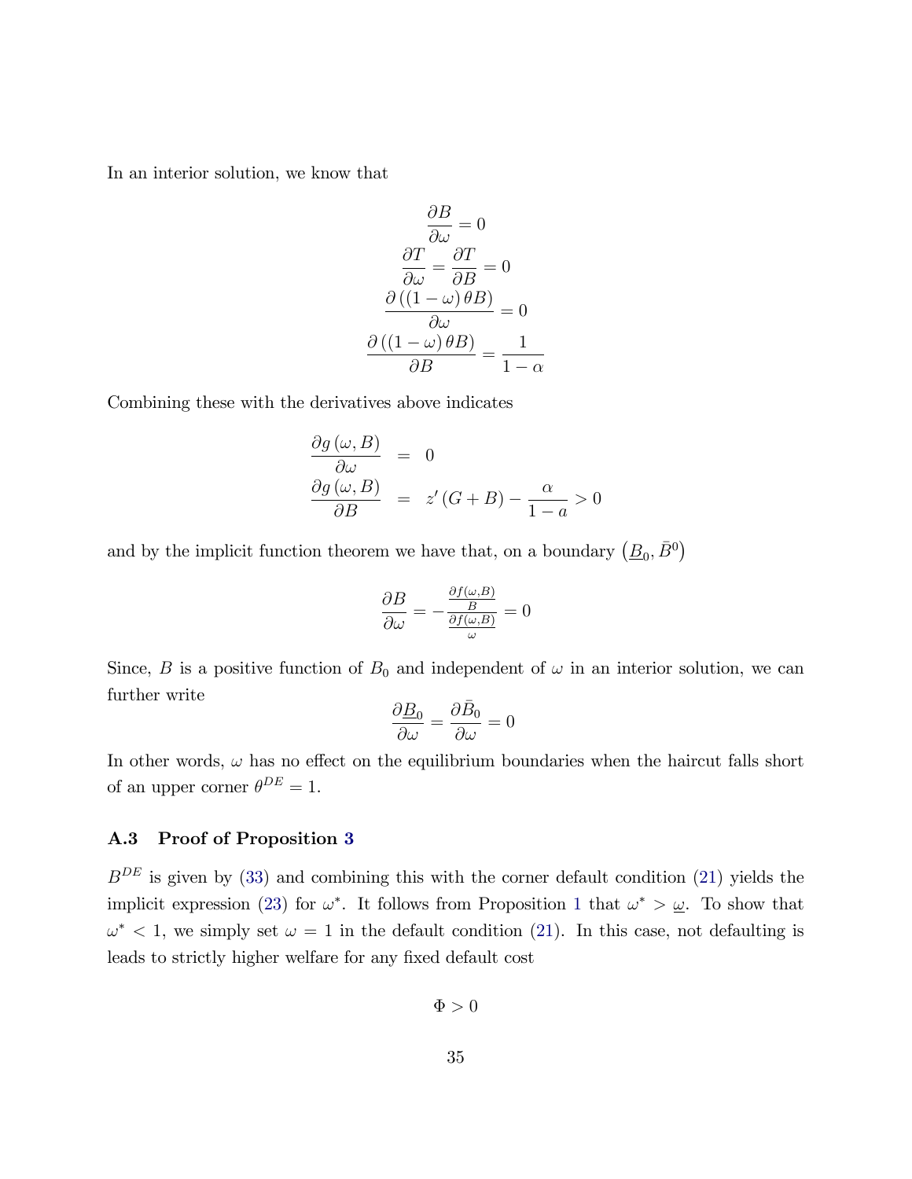In an interior solution, we know that

$$
\begin{gathered}
\frac{\partial B}{\partial \omega} = 0 \\
\frac{\partial T}{\partial \omega} = \frac{\partial T}{\partial B} = 0 \\
\frac{\partial \left( (1-\omega)\, \theta B \right)}{\partial \omega} = 0 \\
\frac{\partial \left( (1-\omega)\, \theta B \right)}{\partial B} = \frac{1}{1-\alpha}
\end{gathered}
$$

Combining these with the derivatives above indicates

$$
\begin{aligned}
\frac{\partial g\left(\omega, B\right)}{\partial \omega} &= 0 \\
\frac{\partial g\left(\omega, B\right)}{\partial B} &= z'\left(G+B\right) - \frac{\alpha}{1-a} > 0
\end{aligned}
$$

and by the implicit function theorem we have that, on a boundary $\left(\underline{B}_0, \bar{B}^0\right)$

$$
\frac{\partial B}{\partial \omega} = -\frac{\frac{\partial f(\omega, B)}{B}}{\frac{\partial f(\omega, B)}{\omega}} = 0
$$

Since, $B$ is a positive function of $B_0$ and independent of $\omega$ in an interior solution, we can further write

$$
\frac{\partial \underline{B}_0}{\partial \omega} = \frac{\partial \bar{B}_0}{\partial \omega} = 0
$$

In other words, $\omega$ has no effect on the equilibrium boundaries when the haircut falls short of an upper corner $\theta^{DE} = 1$.

### A.3 Proof of Proposition 3

$B^{DE}$ is given by (33) and combining this with the corner default condition (21) yields the implicit expression (23) for $\omega^*$. It follows from Proposition 1 that $\omega^* > \underline{\omega}$. To show that $\omega^* < 1$, we simply set $\omega = 1$ in the default condition (21). In this case, not defaulting is leads to strictly higher welfare for any fixed default cost

$$
\Phi > 0
$$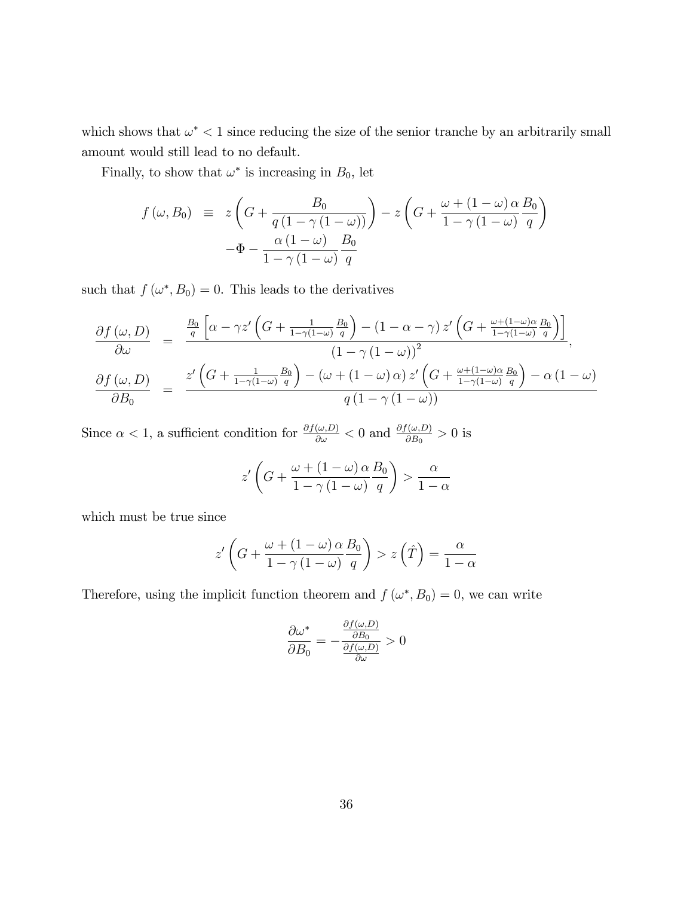which shows that $\omega^* < 1$ since reducing the size of the senior tranche by an arbitrarily small amount would still lead to no default.

Finally, to show that $\omega^*$ is increasing in $B_0$, let

$$
\begin{aligned}
f(\omega, B_0) \;\equiv\;& z\left(G + \frac{B_0}{q\left(1-\gamma\left(1-\omega\right)\right)}\right) - z\left(G + \frac{\omega + (1-\omega)\,\alpha}{1-\gamma\left(1-\omega\right)}\frac{B_0}{q}\right) \\
& - \Phi - \frac{\alpha\left(1-\omega\right)}{1-\gamma\left(1-\omega\right)}\frac{B_0}{q}
\end{aligned}
$$

such that $f(\omega^*, B_0) = 0$. This leads to the derivatives

$$
\begin{aligned}
\frac{\partial f(\omega, D)}{\partial \omega} &= \frac{\frac{B_0}{q}\left[\alpha - \gamma z'\left(G + \frac{1}{1-\gamma(1-\omega)}\frac{B_0}{q}\right) - (1-\alpha-\gamma)\, z'\left(G + \frac{\omega+(1-\omega)\alpha}{1-\gamma(1-\omega)}\frac{B_0}{q}\right)\right]}{\left(1-\gamma\left(1-\omega\right)\right)^2}, \\
\frac{\partial f(\omega, D)}{\partial B_0} &= \frac{z'\left(G + \frac{1}{1-\gamma(1-\omega)}\frac{B_0}{q}\right) - \left(\omega + (1-\omega)\,\alpha\right) z'\left(G + \frac{\omega+(1-\omega)\alpha}{1-\gamma(1-\omega)}\frac{B_0}{q}\right) - \alpha\left(1-\omega\right)}{q\left(1-\gamma\left(1-\omega\right)\right)}
\end{aligned}
$$

Since $\alpha < 1$, a sufficient condition for $\frac{\partial f(\omega,D)}{\partial \omega} < 0$ and $\frac{\partial f(\omega,D)}{\partial B_0} > 0$ is

$$
z'\left(G + \frac{\omega + (1-\omega)\,\alpha}{1-\gamma\left(1-\omega\right)}\frac{B_0}{q}\right) > \frac{\alpha}{1-\alpha}
$$

which must be true since

$$
z'\left(G + \frac{\omega + (1-\omega)\,\alpha}{1-\gamma\left(1-\omega\right)}\frac{B_0}{q}\right) > z\left(\hat{T}\right) = \frac{\alpha}{1-\alpha}
$$

Therefore, using the implicit function theorem and $f(\omega^*, B_0) = 0$, we can write

$$
\frac{\partial \omega^*}{\partial B_0} = -\frac{\frac{\partial f(\omega,D)}{\partial B_0}}{\frac{\partial f(\omega,D)}{\partial \omega}} > 0
$$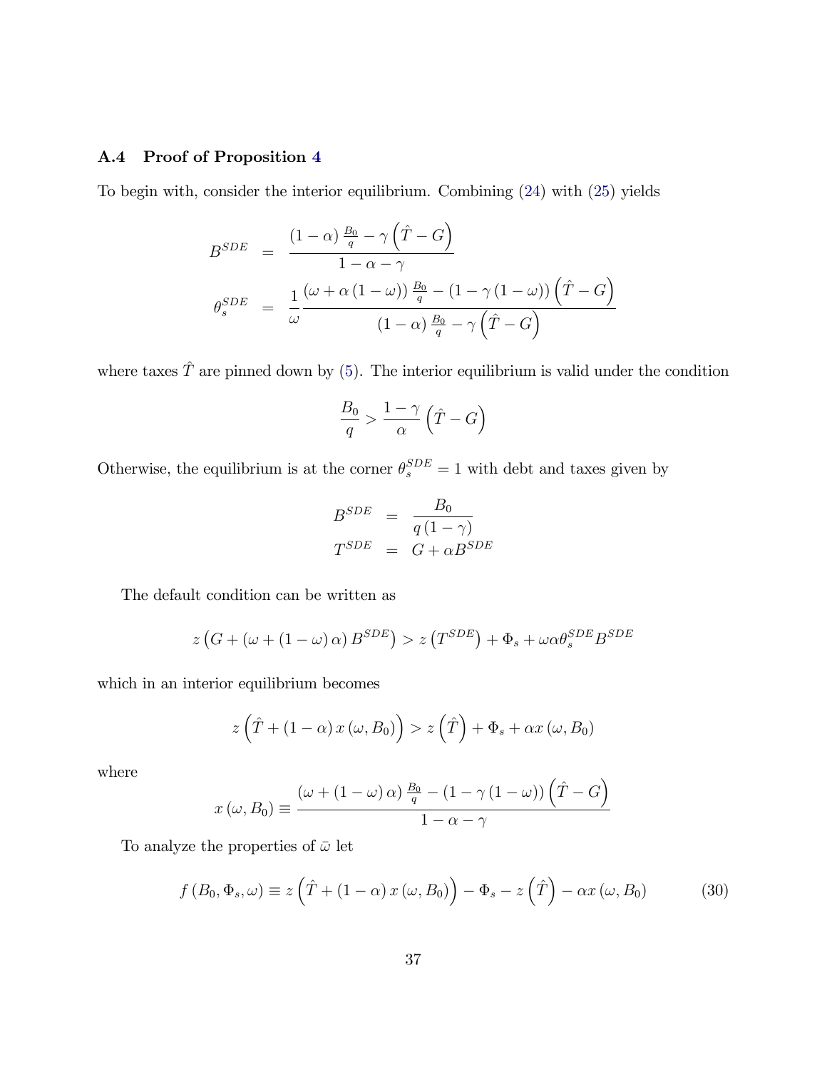### A.4 Proof of Proposition 4

To begin with, consider the interior equilibrium. Combining (24) with (25) yields

$$
\begin{aligned}
B^{SDE} &= \frac{(1-\alpha)\frac{B_0}{q} - \gamma\left(\hat{T} - G\right)}{1-\alpha-\gamma} \\
\theta_s^{SDE} &= \frac{1}{\omega}\frac{(\omega + \alpha(1-\omega))\frac{B_0}{q} - (1-\gamma(1-\omega))\left(\hat{T} - G\right)}{(1-\alpha)\frac{B_0}{q} - \gamma\left(\hat{T} - G\right)}
\end{aligned}
$$

where taxes $\hat{T}$ are pinned down by (5). The interior equilibrium is valid under the condition

$$
\frac{B_0}{q} > \frac{1-\gamma}{\alpha}\left(\hat{T} - G\right)
$$

Otherwise, the equilibrium is at the corner $\theta_s^{SDE} = 1$ with debt and taxes given by

$$
\begin{aligned}
B^{SDE} &= \frac{B_0}{q(1-\gamma)} \\
T^{SDE} &= G + \alpha B^{SDE}
\end{aligned}
$$

The default condition can be written as

$$
z\left(G + (\omega + (1-\omega)\alpha) B^{SDE}\right) > z\left(T^{SDE}\right) + \Phi_s + \omega\alpha\theta_s^{SDE} B^{SDE}
$$

which in an interior equilibrium becomes

$$
z\left(\hat{T} + (1-\alpha)x(\omega, B_0)\right) > z\left(\hat{T}\right) + \Phi_s + \alpha x(\omega, B_0)
$$

where

$$
x(\omega, B_0) \equiv \frac{(\omega + (1-\omega)\alpha)\frac{B_0}{q} - (1-\gamma(1-\omega))\left(\hat{T} - G\right)}{1-\alpha-\gamma}
$$

To analyze the properties of $\bar{\omega}$ let

$$
f(B_0, \Phi_s, \omega) \equiv z\left(\hat{T} + (1-\alpha)x(\omega, B_0)\right) - \Phi_s - z\left(\hat{T}\right) - \alpha x(\omega, B_0) \tag{30}
$$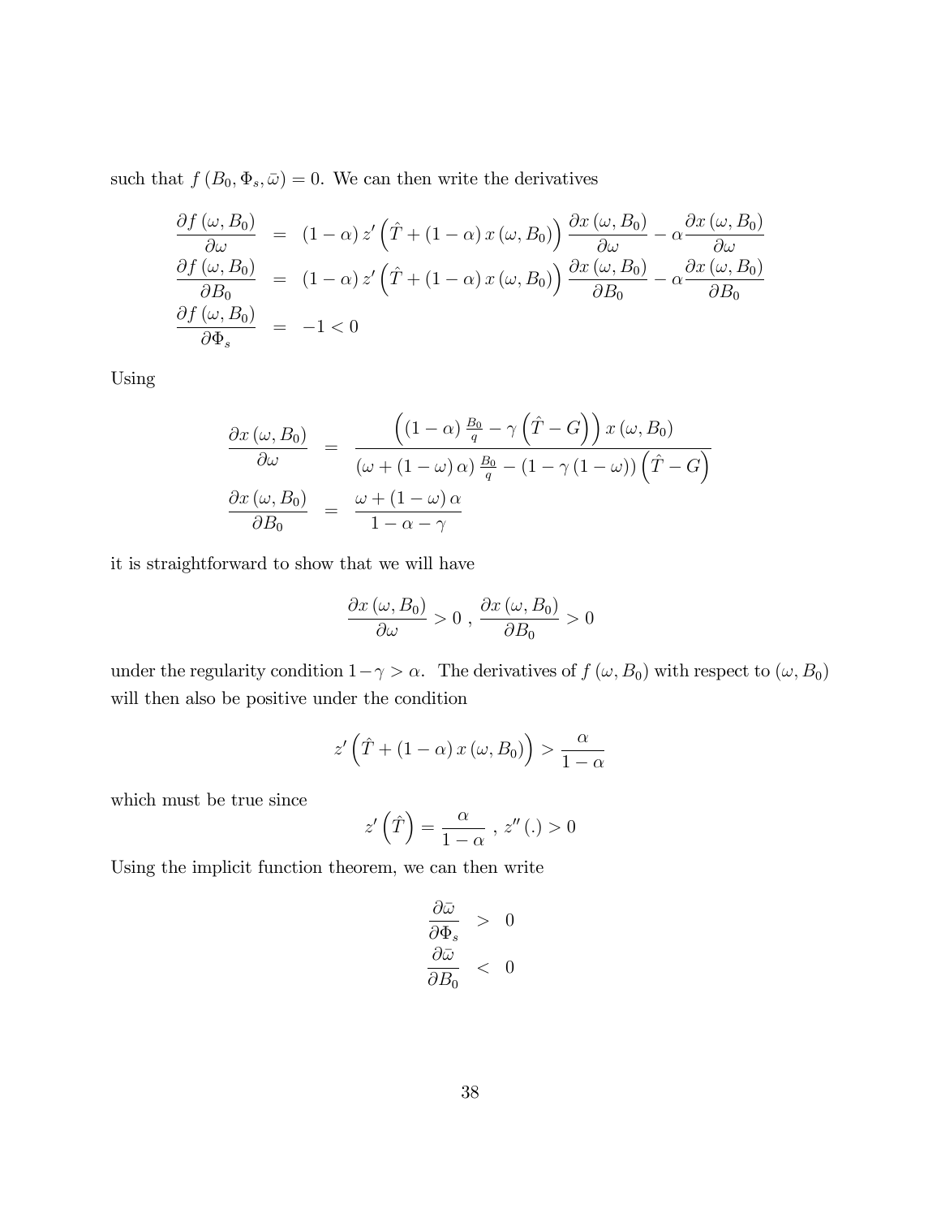such that $f(B_0, \Phi_s, \bar{\omega}) = 0$. We can then write the derivatives

$$
\begin{aligned}
\frac{\partial f(\omega, B_0)}{\partial \omega} &= (1-\alpha)\, z'\left(\hat{T} + (1-\alpha)\, x(\omega, B_0)\right) \frac{\partial x(\omega, B_0)}{\partial \omega} - \alpha \frac{\partial x(\omega, B_0)}{\partial \omega} \\
\frac{\partial f(\omega, B_0)}{\partial B_0} &= (1-\alpha)\, z'\left(\hat{T} + (1-\alpha)\, x(\omega, B_0)\right) \frac{\partial x(\omega, B_0)}{\partial B_0} - \alpha \frac{\partial x(\omega, B_0)}{\partial B_0} \\
\frac{\partial f(\omega, B_0)}{\partial \Phi_s} &= -1 < 0
\end{aligned}
$$

Using

$$
\begin{aligned}
\frac{\partial x(\omega, B_0)}{\partial \omega} &= \frac{\left((1-\alpha)\frac{B_0}{q} - \gamma\left(\hat{T} - G\right)\right) x(\omega, B_0)}{\left(\omega + (1-\omega)\,\alpha\right)\frac{B_0}{q} - \left(1 - \gamma(1-\omega)\right)\left(\hat{T} - G\right)} \\
\frac{\partial x(\omega, B_0)}{\partial B_0} &= \frac{\omega + (1-\omega)\,\alpha}{1 - \alpha - \gamma}
\end{aligned}
$$

it is straightforward to show that we will have

$$
\frac{\partial x(\omega, B_0)}{\partial \omega} > 0 \;,\; \frac{\partial x(\omega, B_0)}{\partial B_0} > 0
$$

under the regularity condition $1 - \gamma > \alpha$. The derivatives of $f(\omega, B_0)$ with respect to $(\omega, B_0)$ will then also be positive under the condition

$$
z'\left(\hat{T} + (1-\alpha)\, x(\omega, B_0)\right) > \frac{\alpha}{1-\alpha}
$$

which must be true since

$$
z'\left(\hat{T}\right) = \frac{\alpha}{1-\alpha} \;,\; z''(.) > 0
$$

Using the implicit function theorem, we can then write

$$
\begin{aligned}
\frac{\partial \bar{\omega}}{\partial \Phi_s} &> 0 \\
\frac{\partial \bar{\omega}}{\partial B_0} &< 0
\end{aligned}
$$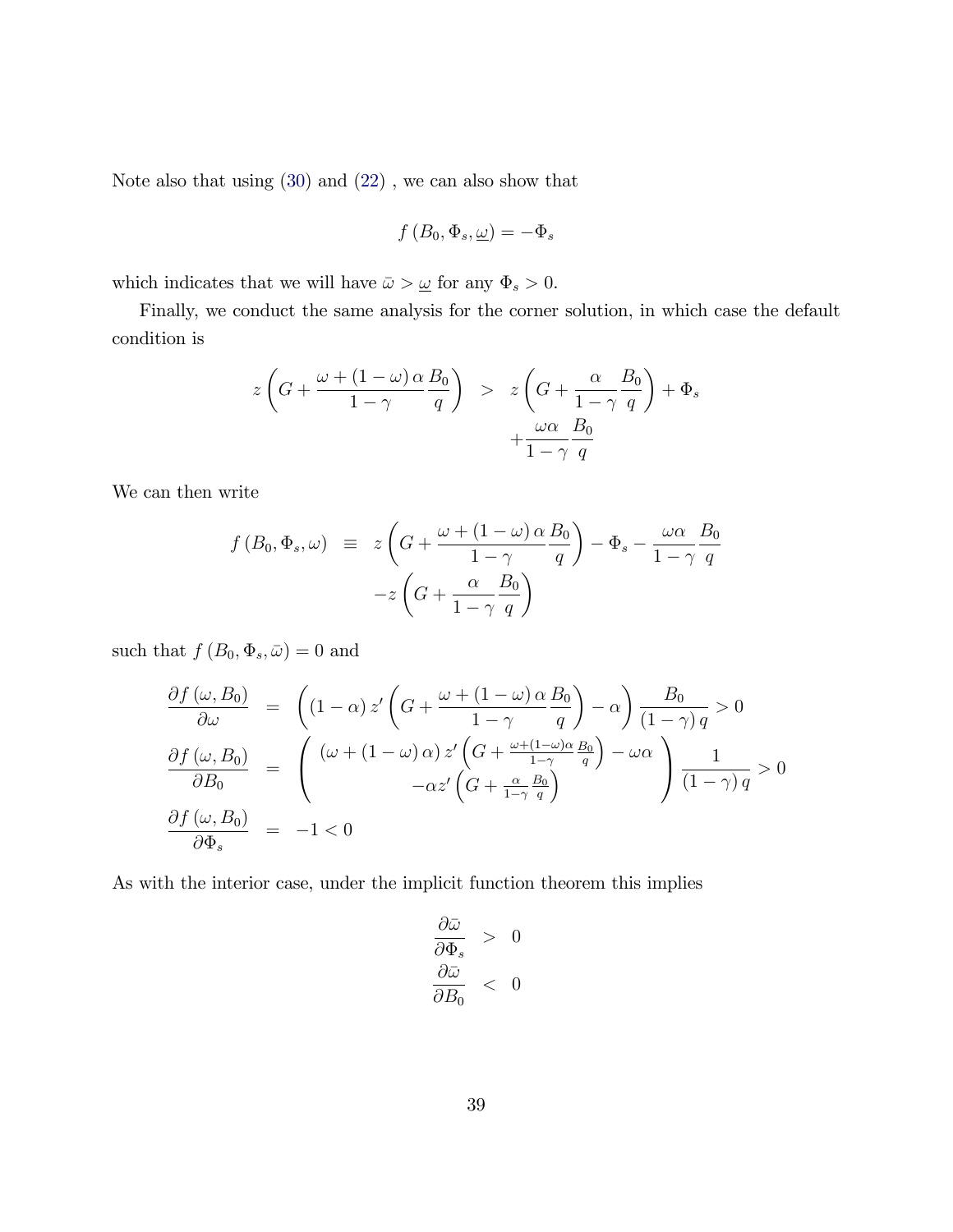Note also that using (30) and (22) , we can also show that

$$f\left(B_0, \Phi_s, \underline{\omega}\right) = -\Phi_s$$

which indicates that we will have $\bar{\omega} > \underline{\omega}$ for any $\Phi_s > 0$.

Finally, we conduct the same analysis for the corner solution, in which case the default condition is

$$\begin{aligned} z\left(G + \frac{\omega + (1-\omega)\,\alpha}{1-\gamma}\frac{B_0}{q}\right) &> z\left(G + \frac{\alpha}{1-\gamma}\frac{B_0}{q}\right) + \Phi_s \\ &\quad + \frac{\omega\alpha}{1-\gamma}\frac{B_0}{q} \end{aligned}$$

We can then write

$$\begin{aligned} f\left(B_0, \Phi_s, \omega\right) &\equiv z\left(G + \frac{\omega + (1-\omega)\,\alpha}{1-\gamma}\frac{B_0}{q}\right) - \Phi_s - \frac{\omega\alpha}{1-\gamma}\frac{B_0}{q} \\ &\quad - z\left(G + \frac{\alpha}{1-\gamma}\frac{B_0}{q}\right) \end{aligned}$$

such that $f\left(B_0, \Phi_s, \bar{\omega}\right) = 0$ and

$$\begin{aligned} \frac{\partial f\left(\omega, B_0\right)}{\partial \omega} &= \left((1-\alpha)\, z'\left(G + \frac{\omega + (1-\omega)\,\alpha}{1-\gamma}\frac{B_0}{q}\right) - \alpha\right)\frac{B_0}{(1-\gamma)\,q} > 0 \\ \frac{\partial f\left(\omega, B_0\right)}{\partial B_0} &= \left(\begin{array}{c} (\omega + (1-\omega)\,\alpha)\, z'\left(G + \frac{\omega + (1-\omega)\alpha}{1-\gamma}\frac{B_0}{q}\right) - \omega\alpha \\ -\alpha z'\left(G + \frac{\alpha}{1-\gamma}\frac{B_0}{q}\right) \end{array}\right)\frac{1}{(1-\gamma)\,q} > 0 \\ \frac{\partial f\left(\omega, B_0\right)}{\partial \Phi_s} &= -1 < 0 \end{aligned}$$

As with the interior case, under the implicit function theorem this implies

$$\begin{aligned} \frac{\partial \bar{\omega}}{\partial \Phi_s} &> 0 \\ \frac{\partial \bar{\omega}}{\partial B_0} &< 0 \end{aligned}$$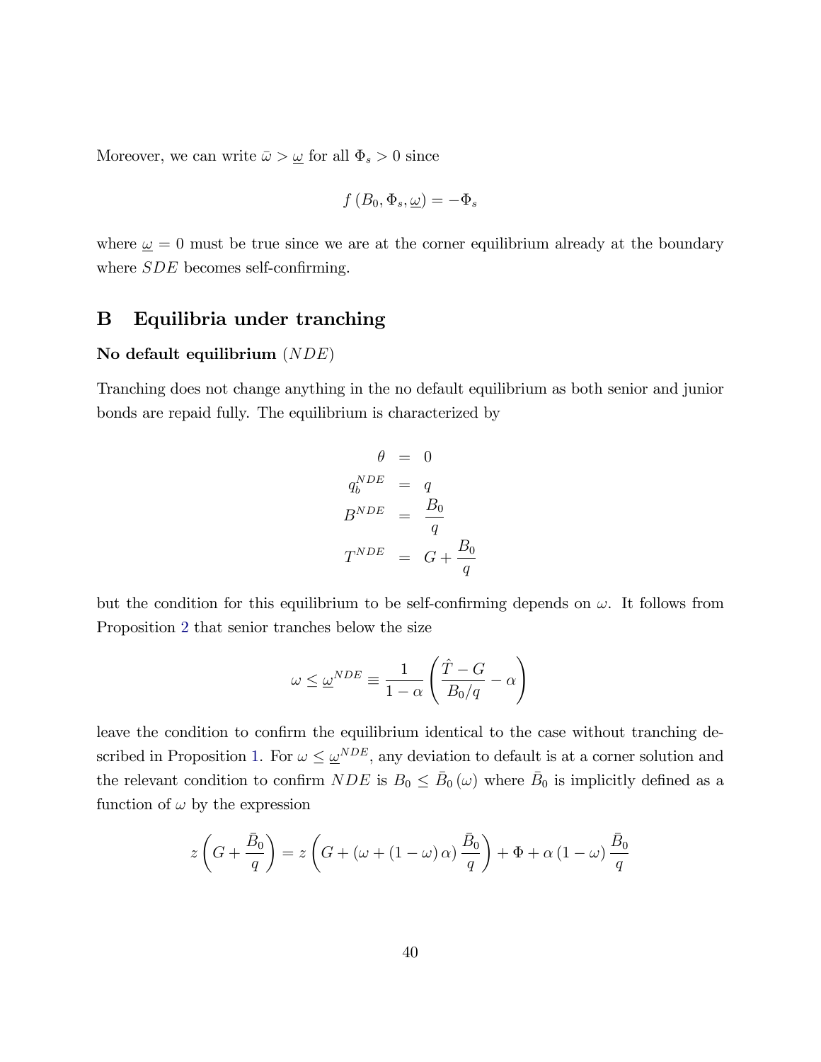Moreover, we can write $\bar{\omega} > \underline{\omega}$ for all $\Phi_s > 0$ since

$$f\left(B_0, \Phi_s, \underline{\omega}\right) = -\Phi_s$$

where $\underline{\omega} = 0$ must be true since we are at the corner equilibrium already at the boundary where $SDE$ becomes self-confirming.

# B Equilibria under tranching

**No default equilibrium** $(NDE)$

Tranching does not change anything in the no default equilibrium as both senior and junior bonds are repaid fully. The equilibrium is characterized by

$$\begin{aligned}
\theta &= 0 \\
q_b^{NDE} &= q \\
B^{NDE} &= \frac{B_0}{q} \\
T^{NDE} &= G + \frac{B_0}{q}
\end{aligned}$$

but the condition for this equilibrium to be self-confirming depends on $\omega$. It follows from Proposition 2 that senior tranches below the size

$$\omega \leq \underline{\omega}^{NDE} \equiv \frac{1}{1-\alpha}\left(\frac{\hat{T} - G}{B_0/q} - \alpha\right)$$

leave the condition to confirm the equilibrium identical to the case without tranching described in Proposition 1. For $\omega \leq \underline{\omega}^{NDE}$, any deviation to default is at a corner solution and the relevant condition to confirm $NDE$ is $B_0 \leq \bar{B}_0(\omega)$ where $\bar{B}_0$ is implicitly defined as a function of $\omega$ by the expression

$$z\left(G + \frac{\bar{B}_0}{q}\right) = z\left(G + \left(\omega + (1-\omega)\,\alpha\right)\frac{\bar{B}_0}{q}\right) + \Phi + \alpha\,(1-\omega)\,\frac{\bar{B}_0}{q}$$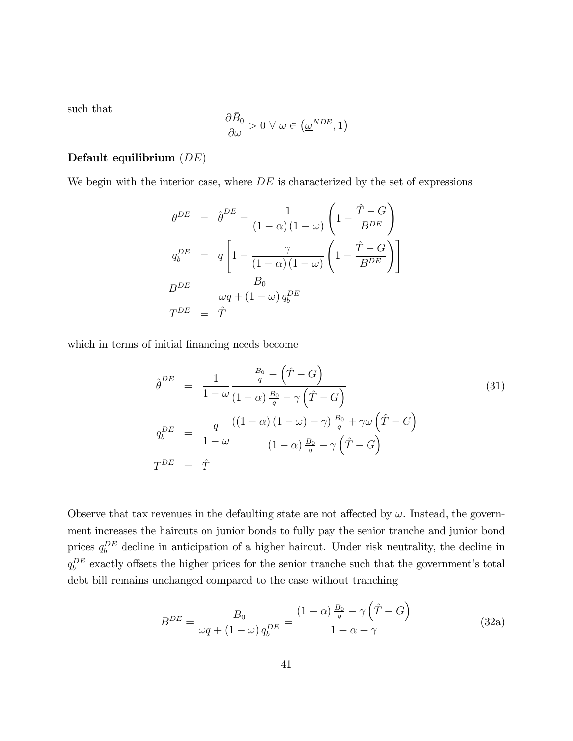such that

$$\frac{\partial \bar{B}_0}{\partial \omega} > 0 \ \forall \ \omega \in \left(\underline{\omega}^{NDE}, 1\right)$$

**Default equilibrium** $(DE)$

We begin with the interior case, where $DE$ is characterized by the set of expressions

$$
\begin{aligned}
\theta^{DE} &= \hat{\theta}^{DE} = \frac{1}{(1-\alpha)(1-\omega)}\left(1 - \frac{\hat{T} - G}{B^{DE}}\right) \\
q_b^{DE} &= q\left[1 - \frac{\gamma}{(1-\alpha)(1-\omega)}\left(1 - \frac{\hat{T} - G}{B^{DE}}\right)\right] \\
B^{DE} &= \frac{B_0}{\omega q + (1-\omega) q_b^{DE}} \\
T^{DE} &= \hat{T}
\end{aligned}
$$

which in terms of initial financing needs become

$$
\begin{aligned}
\hat{\theta}^{DE} &= \frac{1}{1-\omega}\frac{\frac{B_0}{q} - \left(\hat{T} - G\right)}{(1-\alpha)\frac{B_0}{q} - \gamma\left(\hat{T} - G\right)} \\
q_b^{DE} &= \frac{q}{1-\omega}\frac{\left((1-\alpha)(1-\omega) - \gamma\right)\frac{B_0}{q} + \gamma\omega\left(\hat{T} - G\right)}{(1-\alpha)\frac{B_0}{q} - \gamma\left(\hat{T} - G\right)} \\
T^{DE} &= \hat{T}
\end{aligned}
\tag{31}
$$

Observe that tax revenues in the defaulting state are not affected by $\omega$. Instead, the government increases the haircuts on junior bonds to fully pay the senior tranche and junior bond prices $q_b^{DE}$ decline in anticipation of a higher haircut. Under risk neutrality, the decline in $q_b^{DE}$ exactly offsets the higher prices for the senior tranche such that the government's total debt bill remains unchanged compared to the case without tranching

$$B^{DE} = \frac{B_0}{\omega q + (1-\omega) q_b^{DE}} = \frac{(1-\alpha)\frac{B_0}{q} - \gamma\left(\hat{T} - G\right)}{1 - \alpha - \gamma} \tag{32a}$$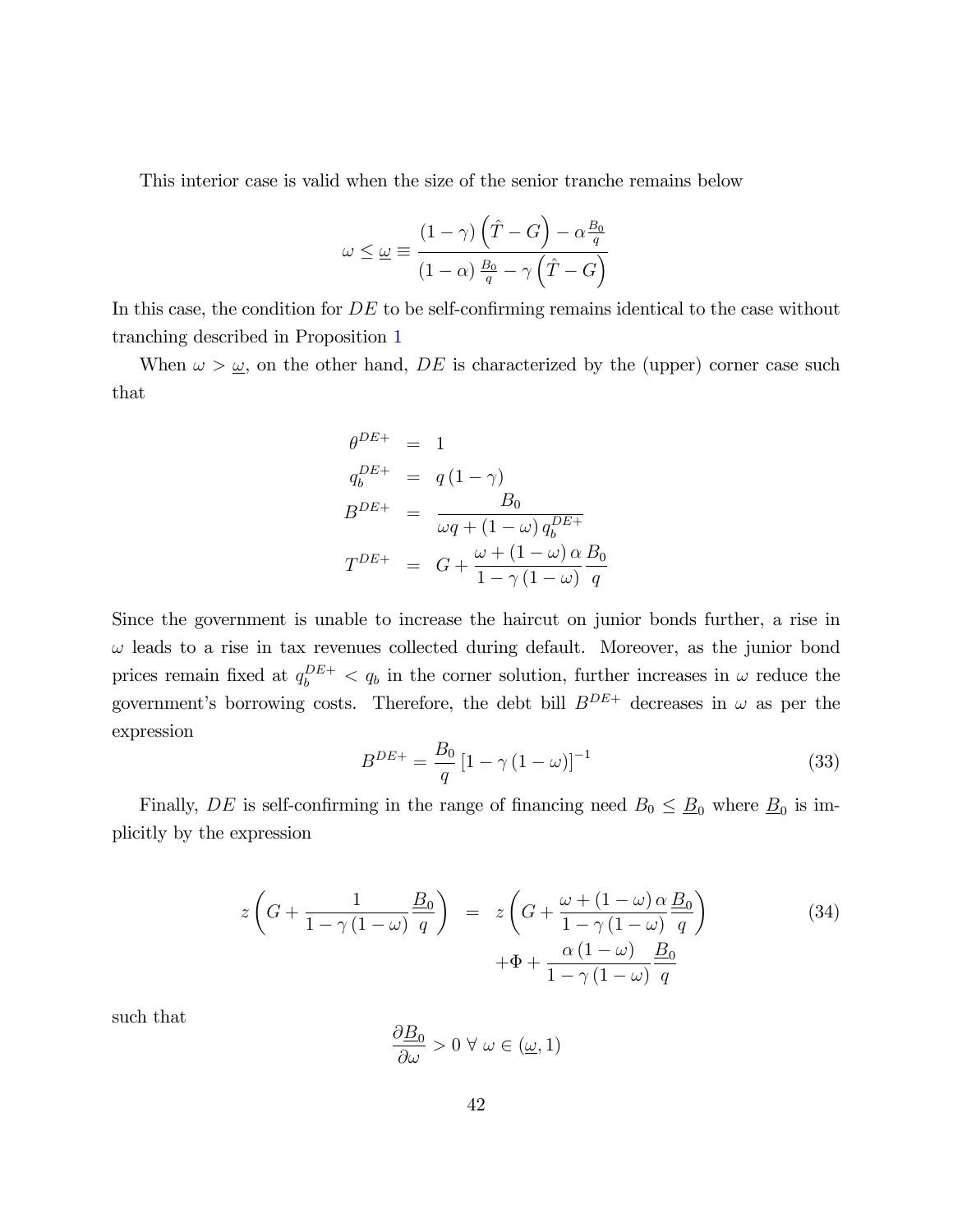This interior case is valid when the size of the senior tranche remains below

$$\omega \leq \underline{\omega} \equiv \frac{(1-\gamma)\left(\hat{T}-G\right)-\alpha\frac{B_0}{q}}{(1-\alpha)\frac{B_0}{q}-\gamma\left(\hat{T}-G\right)}$$

In this case, the condition for $DE$ to be self-confirming remains identical to the case without tranching described in Proposition 1

When $\omega > \underline{\omega}$, on the other hand, $DE$ is characterized by the (upper) corner case such that

$$\begin{aligned}
\theta^{DE+} &= 1 \\
q_b^{DE+} &= q(1-\gamma) \\
B^{DE+} &= \frac{B_0}{\omega q + (1-\omega)\, q_b^{DE+}} \\
T^{DE+} &= G + \frac{\omega + (1-\omega)\,\alpha}{1-\gamma(1-\omega)}\frac{B_0}{q}
\end{aligned}$$

Since the government is unable to increase the haircut on junior bonds further, a rise in $\omega$ leads to a rise in tax revenues collected during default. Moreover, as the junior bond prices remain fixed at $q_b^{DE+} < q_b$ in the corner solution, further increases in $\omega$ reduce the government's borrowing costs. Therefore, the debt bill $B^{DE+}$ decreases in $\omega$ as per the expression

$$B^{DE+} = \frac{B_0}{q}\left[1-\gamma(1-\omega)\right]^{-1} \tag{33}$$

Finally, $DE$ is self-confirming in the range of financing need $B_0 \leq \underline{B}_0$ where $\underline{B}_0$ is implicitly by the expression

$$\begin{aligned}
z\left(G + \frac{1}{1-\gamma(1-\omega)}\frac{\underline{B}_0}{q}\right) &= z\left(G + \frac{\omega + (1-\omega)\,\alpha}{1-\gamma(1-\omega)}\frac{\underline{B}_0}{q}\right) \\
&\quad + \Phi + \frac{\alpha(1-\omega)}{1-\gamma(1-\omega)}\frac{\underline{B}_0}{q}
\end{aligned} \tag{34}$$

such that

$$\frac{\partial \underline{B}_0}{\partial \omega} > 0 \;\forall\; \omega \in (\underline{\omega}, 1)$$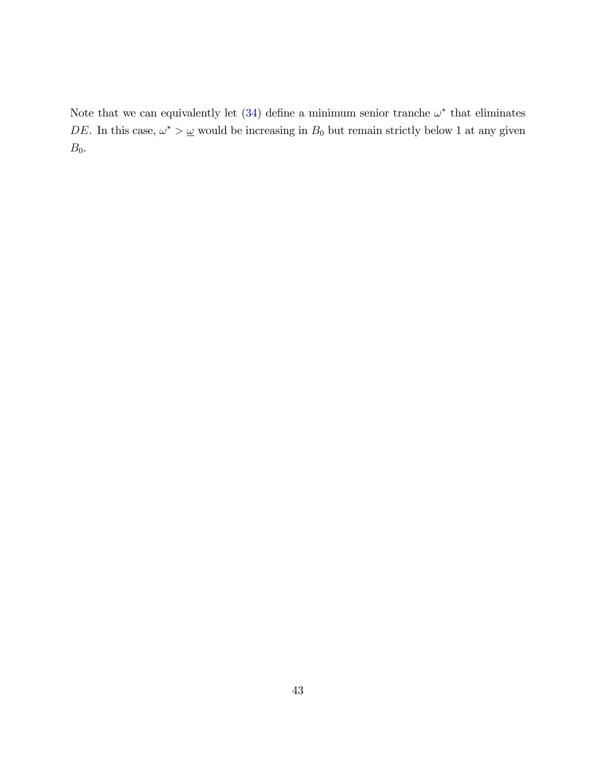Note that we can equivalently let (34) define a minimum senior tranche $\omega^*$ that eliminates $DE$. In this case, $\omega^* > \underline{\omega}$ would be increasing in $B_0$ but remain strictly below 1 at any given $B_0$.